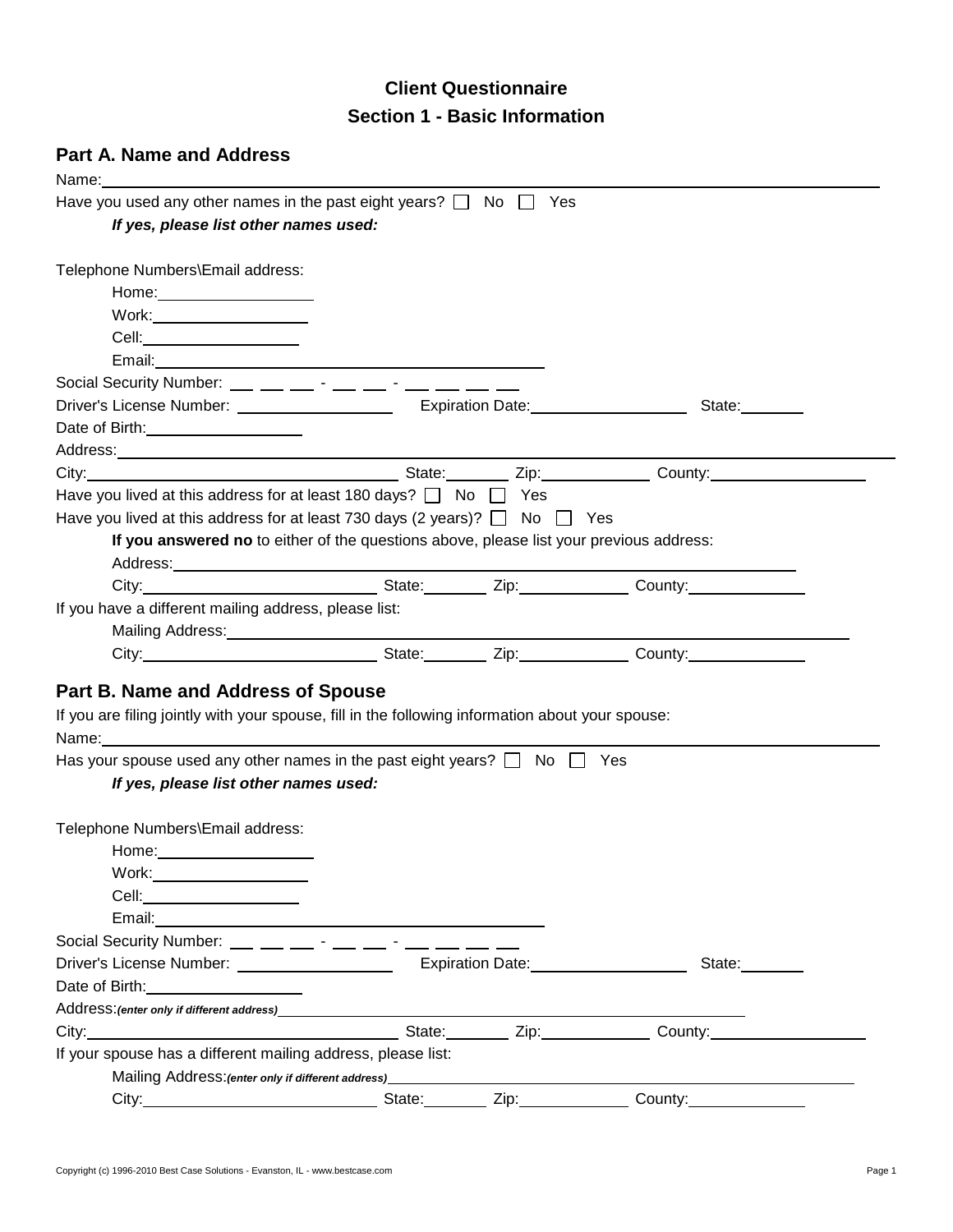# Client Questionnaire

## Section 1 - Basic Information

### Part A. Name and Address

Name:\_\_\_\_\_\_\_\_\_\_\_\_\_\_\_\_\_\_\_\_\_\_\_\_\_\_\_\_\_\_\_\_\_\_\_\_\_\_\_\_\_\_\_\_\_\_\_\_\_\_\_\_\_\_\_\_

Have you used any other names in the past eight years? ☐ No ☐ Yes

***If yes, please list other names used:***

Telephone Numbers\Email address:

- Home:\_\_\_\_\_\_\_\_\_\_\_\_\_\_\_\_\_\_
- Work:\_\_\_\_\_\_\_\_\_\_\_\_\_\_\_\_\_\_
- Cell:\_\_\_\_\_\_\_\_\_\_\_\_\_\_\_\_\_\_
- Email:\_\_\_\_\_\_\_\_\_\_\_\_\_\_\_\_\_\_\_\_\_\_\_\_\_\_\_\_\_\_\_\_\_\_\_\_\_\_\_\_

Social Security Number: \_\_ \_\_ \_\_ - \_\_ \_\_ - \_\_ \_\_ \_\_ \_\_

Driver's License Number: \_\_\_\_\_\_\_\_\_\_\_\_\_\_\_\_\_\_ Expiration Date:\_\_\_\_\_\_\_\_\_\_\_\_\_\_\_\_\_\_ State:\_\_\_\_\_\_\_

Date of Birth:\_\_\_\_\_\_\_\_\_\_\_\_\_\_\_\_\_\_

Address:\_\_\_\_\_\_\_\_\_\_\_\_\_\_\_\_\_\_\_\_\_\_\_\_\_\_\_\_\_\_\_\_\_\_\_\_\_\_\_\_\_\_\_\_\_\_\_\_\_\_\_\_\_\_\_\_

City:\_\_\_\_\_\_\_\_\_\_\_\_\_\_\_\_\_\_\_\_\_\_\_\_\_\_\_\_\_\_\_\_\_\_ State:\_\_\_\_\_\_\_ Zip:\_\_\_\_\_\_\_\_\_\_\_\_ County:\_\_\_\_\_\_\_\_\_\_\_\_\_\_\_\_\_\_

Have you lived at this address for at least 180 days? ☐ No ☐ Yes

Have you lived at this address for at least 730 days (2 years)? ☐ No ☐ Yes

**If you answered no** to either of the questions above, please list your previous address:

Address:\_\_\_\_\_\_\_\_\_\_\_\_\_\_\_\_\_\_\_\_\_\_\_\_\_\_\_\_\_\_\_\_\_\_\_\_\_\_\_\_\_\_\_\_\_\_\_\_\_\_\_\_\_\_\_\_

City:\_\_\_\_\_\_\_\_\_\_\_\_\_\_\_\_\_\_\_\_\_\_\_\_\_\_\_\_ State:\_\_\_\_\_\_\_ Zip:\_\_\_\_\_\_\_\_\_\_\_\_ County:\_\_\_\_\_\_\_\_\_\_\_\_\_

If you have a different mailing address, please list:

Mailing Address:\_\_\_\_\_\_\_\_\_\_\_\_\_\_\_\_\_\_\_\_\_\_\_\_\_\_\_\_\_\_\_\_\_\_\_\_\_\_\_\_\_\_\_\_\_\_\_\_\_\_\_\_

City:\_\_\_\_\_\_\_\_\_\_\_\_\_\_\_\_\_\_\_\_\_\_\_\_\_\_\_\_ State:\_\_\_\_\_\_\_ Zip:\_\_\_\_\_\_\_\_\_\_\_\_ County:\_\_\_\_\_\_\_\_\_\_\_\_\_

### Part B. Name and Address of Spouse

If you are filing jointly with your spouse, fill in the following information about your spouse:

Name:\_\_\_\_\_\_\_\_\_\_\_\_\_\_\_\_\_\_\_\_\_\_\_\_\_\_\_\_\_\_\_\_\_\_\_\_\_\_\_\_\_\_\_\_\_\_\_\_\_\_\_\_\_\_\_\_

Has your spouse used any other names in the past eight years? ☐ No ☐ Yes

***If yes, please list other names used:***

Telephone Numbers\Email address:

- Home:\_\_\_\_\_\_\_\_\_\_\_\_\_\_\_\_\_\_
- Work:\_\_\_\_\_\_\_\_\_\_\_\_\_\_\_\_\_\_
- Cell:\_\_\_\_\_\_\_\_\_\_\_\_\_\_\_\_\_\_
- Email:\_\_\_\_\_\_\_\_\_\_\_\_\_\_\_\_\_\_\_\_\_\_\_\_\_\_\_\_\_\_\_\_\_\_\_\_\_\_\_\_

Social Security Number: \_\_ \_\_ \_\_ - \_\_ \_\_ - \_\_ \_\_ \_\_ \_\_

Driver's License Number: \_\_\_\_\_\_\_\_\_\_\_\_\_\_\_\_\_\_ Expiration Date:\_\_\_\_\_\_\_\_\_\_\_\_\_\_\_\_\_\_ State:\_\_\_\_\_\_\_

Date of Birth:\_\_\_\_\_\_\_\_\_\_\_\_\_\_\_\_\_\_

Address:***(enter only if different address)***\_\_\_\_\_\_\_\_\_\_\_\_\_\_\_\_\_\_\_\_\_\_\_\_\_\_\_\_\_\_\_\_\_\_\_\_\_\_\_\_\_\_\_\_

City:\_\_\_\_\_\_\_\_\_\_\_\_\_\_\_\_\_\_\_\_\_\_\_\_\_\_\_\_\_\_\_\_\_\_ State:\_\_\_\_\_\_\_ Zip:\_\_\_\_\_\_\_\_\_\_\_\_ County:\_\_\_\_\_\_\_\_\_\_\_\_\_\_\_\_\_\_

If your spouse has a different mailing address, please list:

Mailing Address:***(enter only if different address)***\_\_\_\_\_\_\_\_\_\_\_\_\_\_\_\_\_\_\_\_\_\_\_\_\_\_\_\_\_\_\_\_\_\_\_\_\_\_\_\_

City:\_\_\_\_\_\_\_\_\_\_\_\_\_\_\_\_\_\_\_\_\_\_\_\_\_\_\_\_ State:\_\_\_\_\_\_\_ Zip:\_\_\_\_\_\_\_\_\_\_\_\_ County:\_\_\_\_\_\_\_\_\_\_\_\_\_

Copyright (c) 1996-2010 Best Case Solutions - Evanston, IL - www.bestcase.com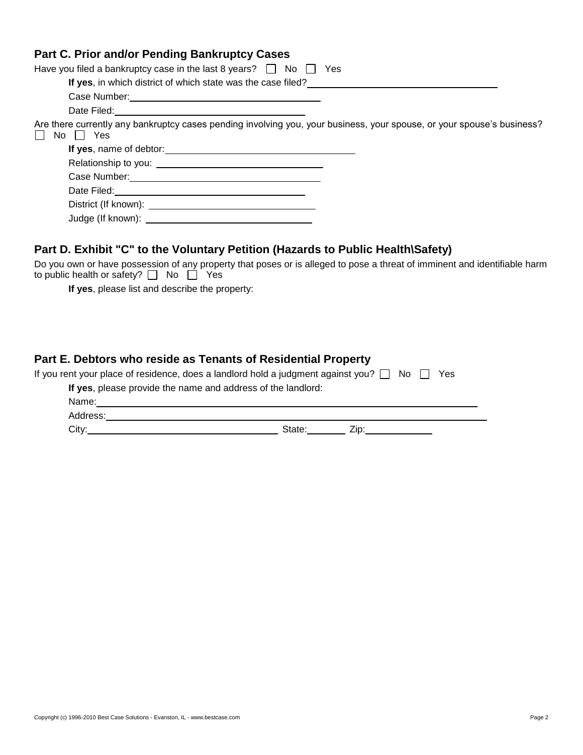## Part C. Prior and/or Pending Bankruptcy Cases

Have you filed a bankruptcy case in the last 8 years? ☐ No ☐ Yes

**If yes**, in which district of which state was the case filed? ______________________

Case Number: ______________________

Date Filed: ______________________

Are there currently any bankruptcy cases pending involving you, your business, your spouse, or your spouse's business?
☐ No ☐ Yes

**If yes**, name of debtor: ______________________

Relationship to you: ______________________

Case Number: ______________________

Date Filed: ______________________

District (If known): ______________________

Judge (If known): ______________________

## Part D. Exhibit "C" to the Voluntary Petition (Hazards to Public Health\Safety)

Do you own or have possession of any property that poses or is alleged to pose a threat of imminent and identifiable harm to public health or safety? ☐ No ☐ Yes

**If yes**, please list and describe the property:

## Part E. Debtors who reside as Tenants of Residential Property

If you rent your place of residence, does a landlord hold a judgment against you? ☐ No ☐ Yes

**If yes**, please provide the name and address of the landlord:

Name: ______________________

Address: ______________________

City: ______________________ State: ________ Zip: ____________

Copyright (c) 1996-2010 Best Case Solutions - Evanston, IL - www.bestcase.com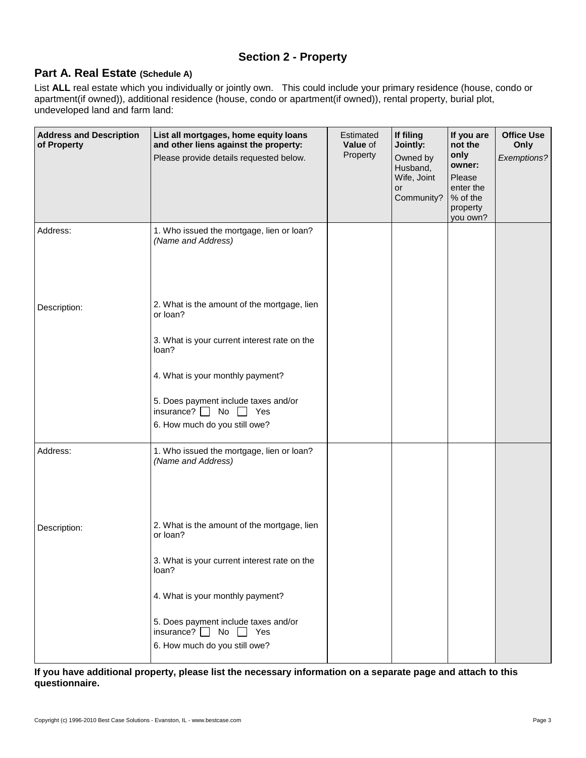## Section 2 - Property

### Part A. Real Estate (Schedule A)

List **ALL** real estate which you individually or jointly own. This could include your primary residence (house, condo or apartment(if owned)), additional residence (house, condo or apartment(if owned)), rental property, burial plot, undeveloped land and farm land:

| **Address and Description of Property** | **List all mortgages, home equity loans and other liens against the property:** Please provide details requested below. | Estimated **Value** of Property | **If filing Jointly:** Owned by Husband, Wife, Joint or Community? | **If you are not the only owner:** Please enter the % of the property you own? | **Office Use Only** *Exemptions?* |
|---|---|---|---|---|---|
| Address:<br><br>Description: | 1. Who issued the mortgage, lien or loan? *(Name and Address)*<br><br>2. What is the amount of the mortgage, lien or loan?<br><br>3. What is your current interest rate on the loan?<br><br>4. What is your monthly payment?<br><br>5. Does payment include taxes and/or insurance? ☐ No ☐ Yes<br><br>6. How much do you still owe? | | | | |
| Address:<br><br>Description: | 1. Who issued the mortgage, lien or loan? *(Name and Address)*<br><br>2. What is the amount of the mortgage, lien or loan?<br><br>3. What is your current interest rate on the loan?<br><br>4. What is your monthly payment?<br><br>5. Does payment include taxes and/or insurance? ☐ No ☐ Yes<br><br>6. How much do you still owe? | | | | |

**If you have additional property, please list the necessary information on a separate page and attach to this questionnaire.**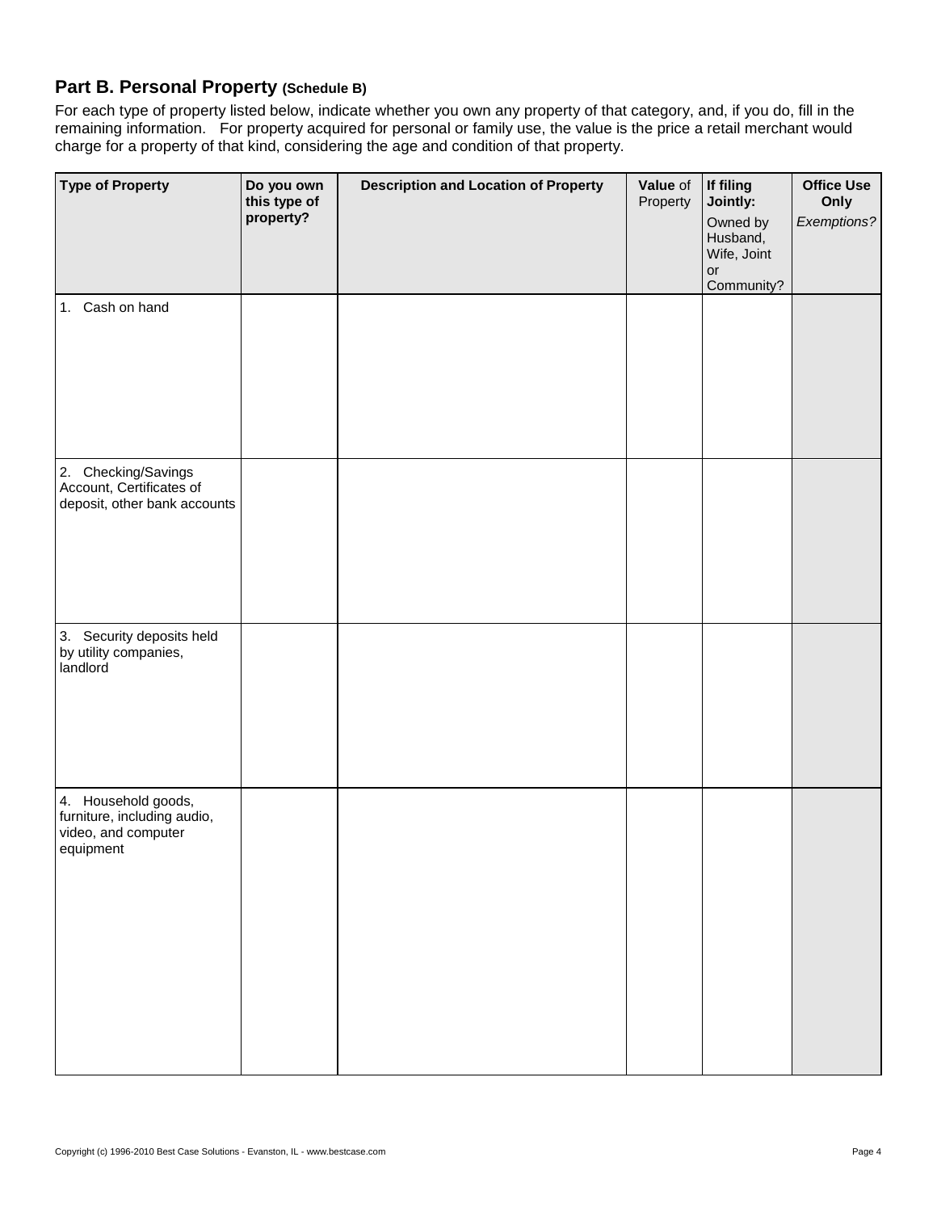## Part B. Personal Property (Schedule B)

For each type of property listed below, indicate whether you own any property of that category, and, if you do, fill in the remaining information. For property acquired for personal or family use, the value is the price a retail merchant would charge for a property of that kind, considering the age and condition of that property.

| Type of Property | Do you own this type of property? | Description and Location of Property | Value of Property | If filing Jointly: Owned by Husband, Wife, Joint or Community? | Office Use Only *Exemptions?* |
|---|---|---|---|---|---|
| 1. Cash on hand | | | | | |
| 2. Checking/Savings Account, Certificates of deposit, other bank accounts | | | | | |
| 3. Security deposits held by utility companies, landlord | | | | | |
| 4. Household goods, furniture, including audio, video, and computer equipment | | | | | |

Copyright (c) 1996-2010 Best Case Solutions - Evanston, IL - www.bestcase.com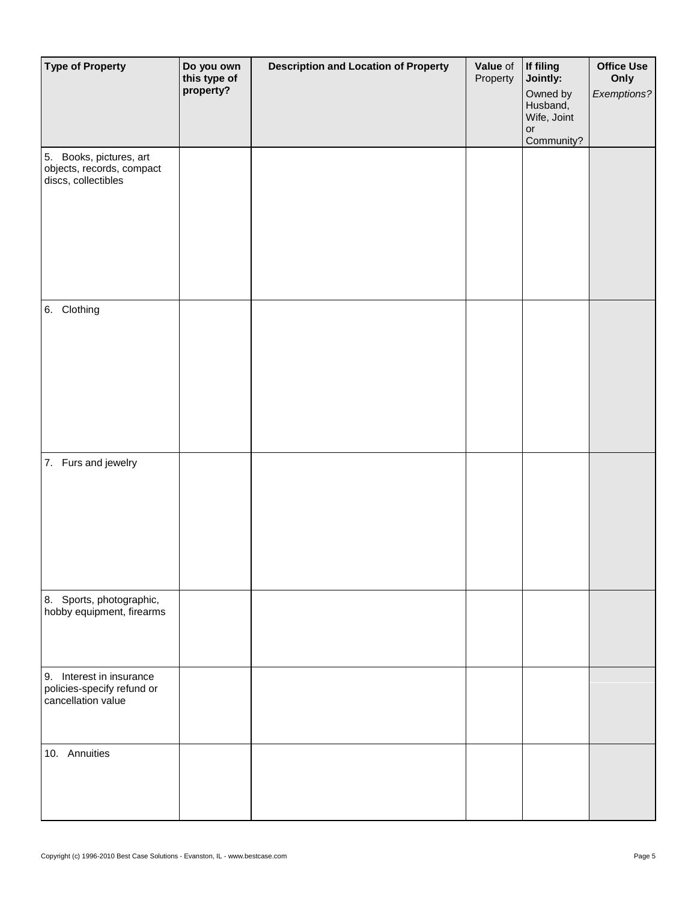| Type of Property | Do you own this type of property? | Description and Location of Property | Value of Property | If filing Jointly: Owned by Husband, Wife, Joint or Community? | Office Use Only *Exemptions?* |
|---|---|---|---|---|---|
| 5. Books, pictures, art objects, records, compact discs, collectibles | | | | | |
| 6. Clothing | | | | | |
| 7. Furs and jewelry | | | | | |
| 8. Sports, photographic, hobby equipment, firearms | | | | | |
| 9. Interest in insurance policies-specify refund or cancellation value | | | | | |
| 10. Annuities | | | | | |

Copyright (c) 1996-2010 Best Case Solutions - Evanston, IL - www.bestcase.com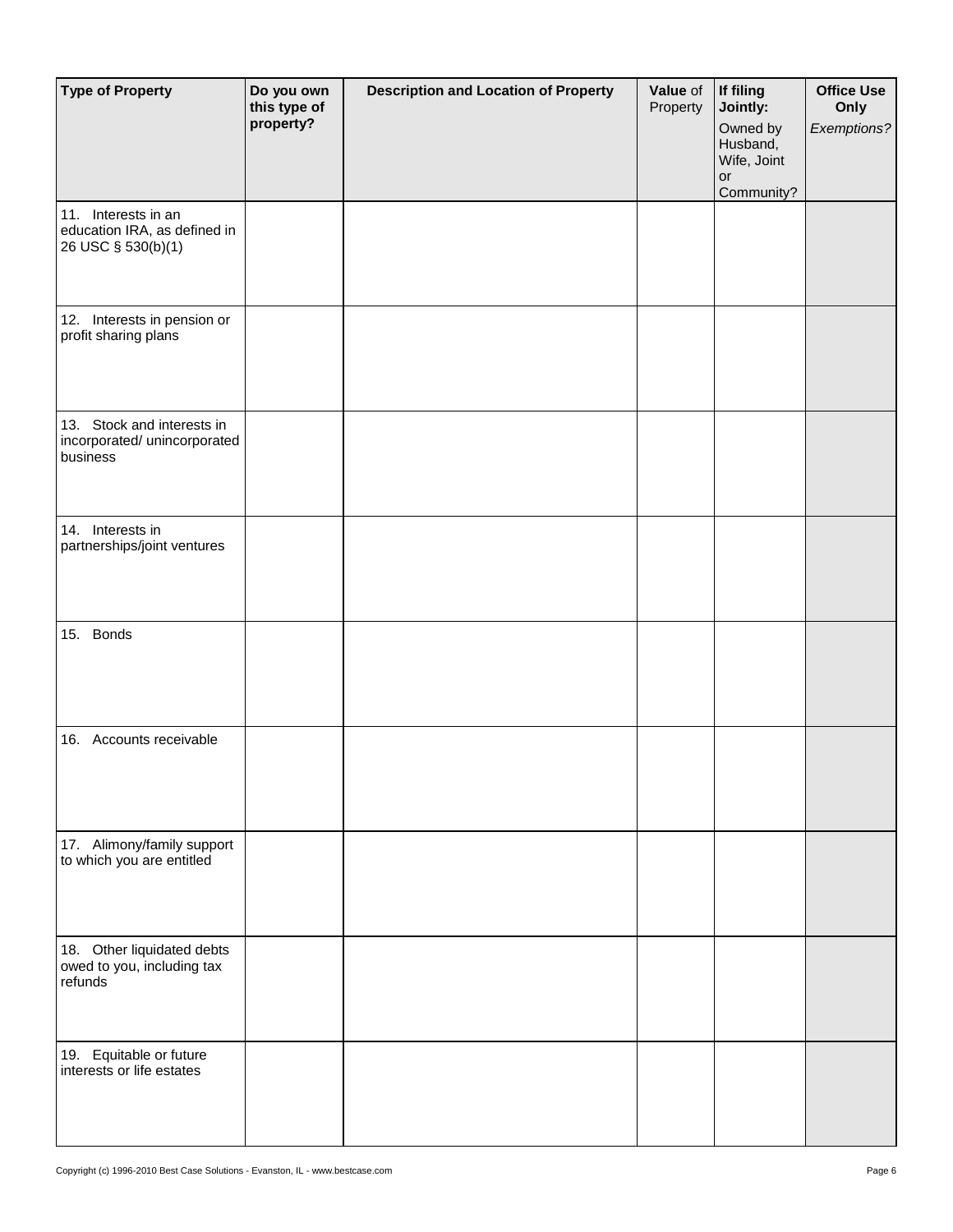| Type of Property | Do you own this type of property? | Description and Location of Property | **Value** of Property | **If filing Jointly:** Owned by Husband, Wife, Joint or Community? | **Office Use Only** *Exemptions?* |
|---|---|---|---|---|---|
| 11. Interests in an education IRA, as defined in 26 USC § 530(b)(1) | | | | | |
| 12. Interests in pension or profit sharing plans | | | | | |
| 13. Stock and interests in incorporated/ unincorporated business | | | | | |
| 14. Interests in partnerships/joint ventures | | | | | |
| 15. Bonds | | | | | |
| 16. Accounts receivable | | | | | |
| 17. Alimony/family support to which you are entitled | | | | | |
| 18. Other liquidated debts owed to you, including tax refunds | | | | | |
| 19. Equitable or future interests or life estates | | | | | |

Copyright (c) 1996-2010 Best Case Solutions - Evanston, IL - www.bestcase.com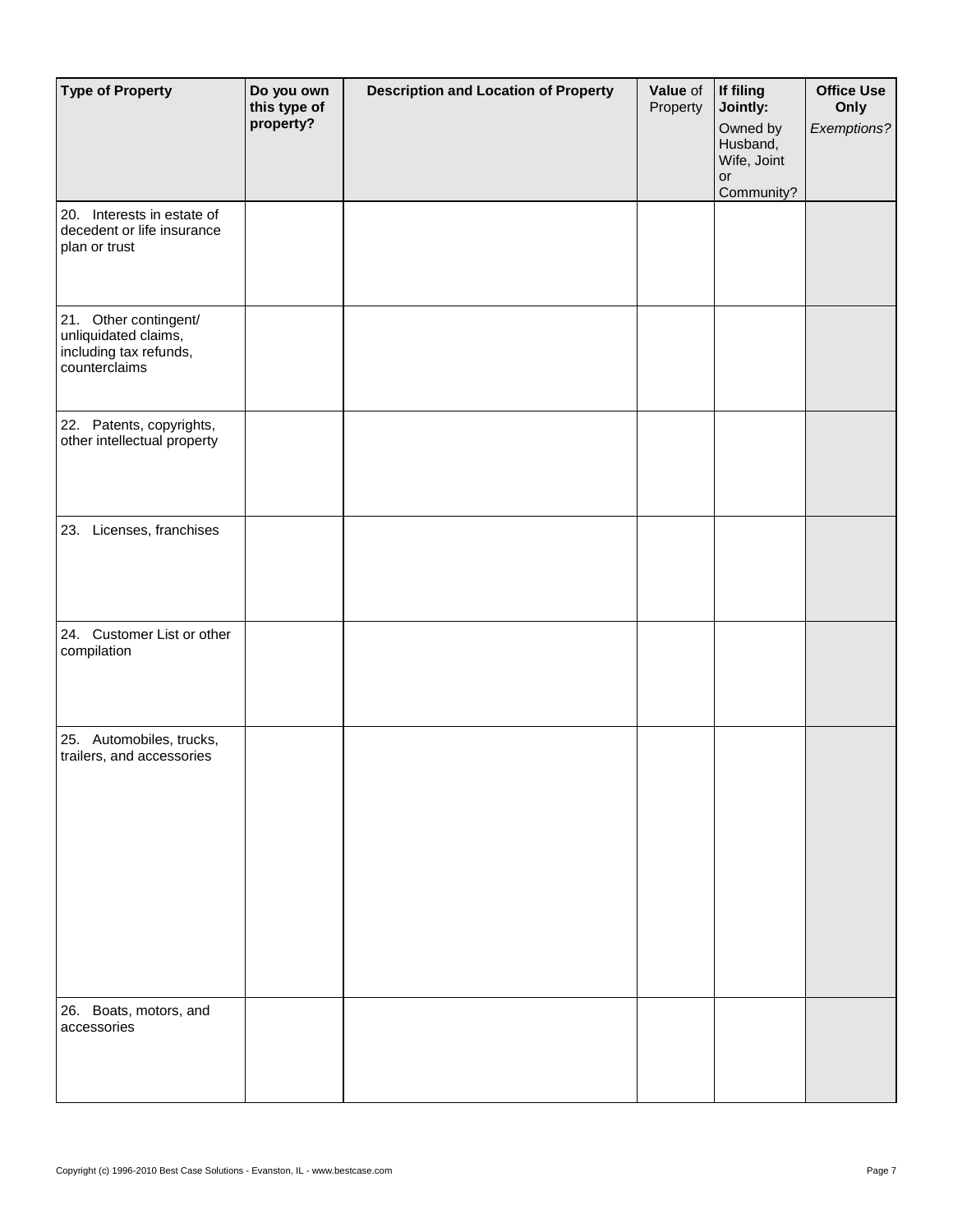| Type of Property | Do you own this type of property? | Description and Location of Property | **Value** of Property | **If filing Jointly:** Owned by Husband, Wife, Joint or Community? | **Office Use Only** *Exemptions?* |
|---|---|---|---|---|---|
| 20. Interests in estate of decedent or life insurance plan or trust | | | | | |
| 21. Other contingent/ unliquidated claims, including tax refunds, counterclaims | | | | | |
| 22. Patents, copyrights, other intellectual property | | | | | |
| 23. Licenses, franchises | | | | | |
| 24. Customer List or other compilation | | | | | |
| 25. Automobiles, trucks, trailers, and accessories | | | | | |
| 26. Boats, motors, and accessories | | | | | |

Copyright (c) 1996-2010 Best Case Solutions - Evanston, IL - www.bestcase.com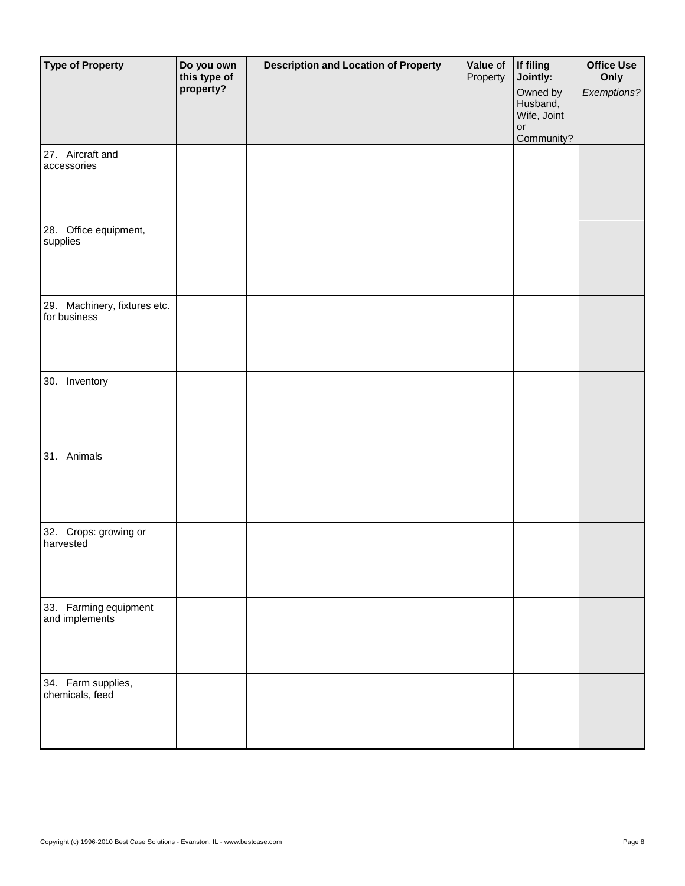| Type of Property | Do you own this type of property? | Description and Location of Property | **Value** of Property | **If filing Jointly:** Owned by Husband, Wife, Joint or Community? | **Office Use Only** *Exemptions?* |
|---|---|---|---|---|---|
| 27. Aircraft and accessories | | | | | |
| 28. Office equipment, supplies | | | | | |
| 29. Machinery, fixtures etc. for business | | | | | |
| 30. Inventory | | | | | |
| 31. Animals | | | | | |
| 32. Crops: growing or harvested | | | | | |
| 33. Farming equipment and implements | | | | | |
| 34. Farm supplies, chemicals, feed | | | | | |

Copyright (c) 1996-2010 Best Case Solutions - Evanston, IL - www.bestcase.com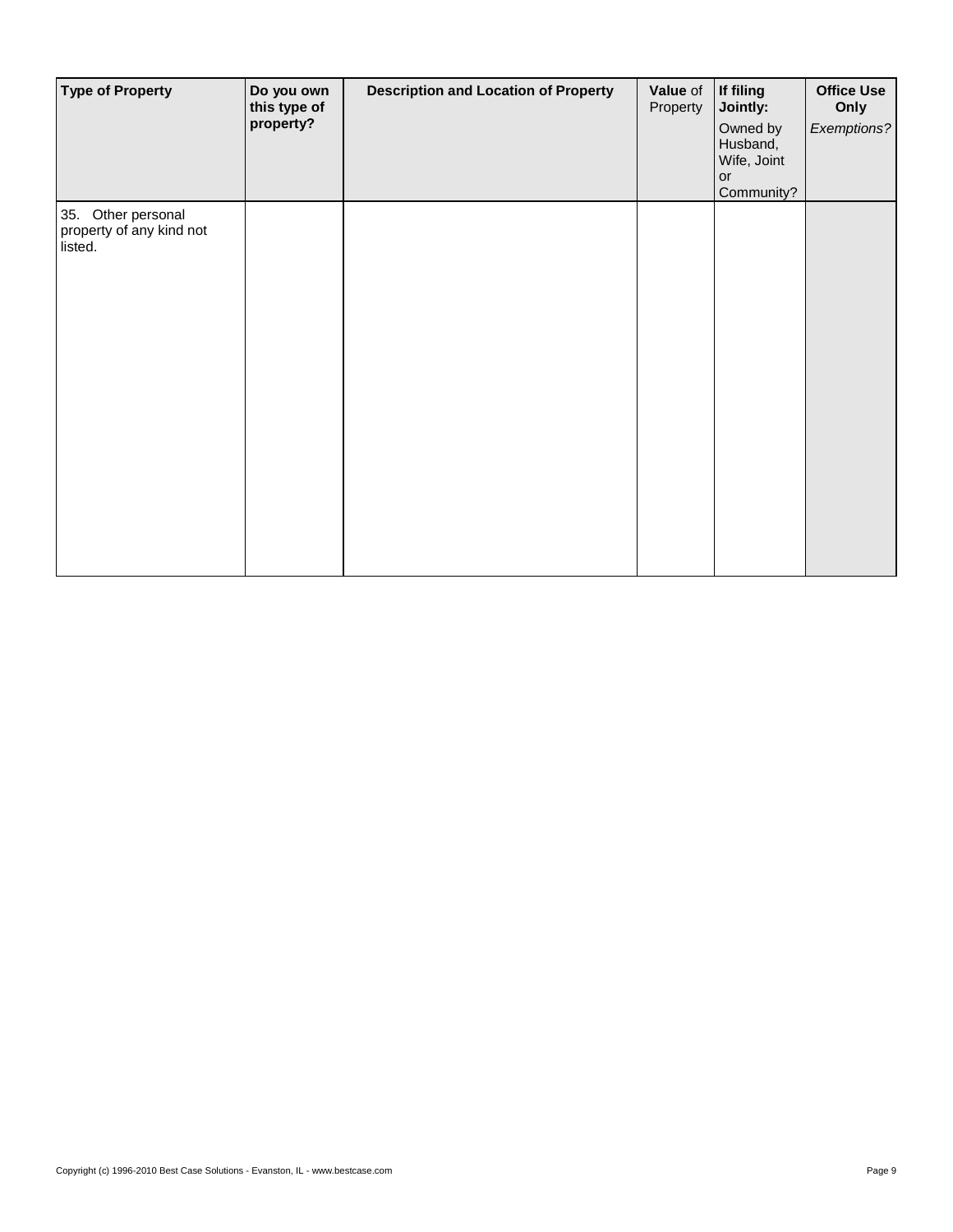| Type of Property | Do you own this type of property? | Description and Location of Property | Value of Property | If filing Jointly: Owned by Husband, Wife, Joint or Community? | Office Use Only *Exemptions?* |
| --- | --- | --- | --- | --- | --- |
| 35. Other personal property of any kind not listed. | | | | | |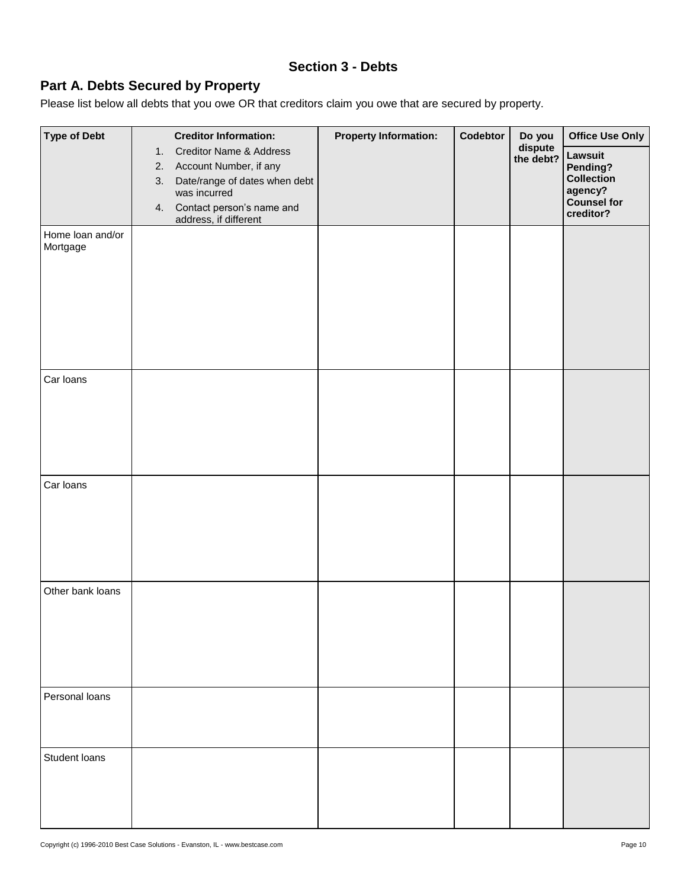## Section 3 - Debts

### Part A. Debts Secured by Property

Please list below all debts that you owe OR that creditors claim you owe that are secured by property.

| Type of Debt | Creditor Information:<br>1. Creditor Name & Address<br>2. Account Number, if any<br>3. Date/range of dates when debt was incurred<br>4. Contact person's name and address, if different | Property Information: | Codebtor | Do you dispute the debt? | Office Use Only<br>Lawsuit Pending? Collection agency? Counsel for creditor? |
|---|---|---|---|---|---|
| Home loan and/or Mortgage | | | | | |
| Car loans | | | | | |
| Car loans | | | | | |
| Other bank loans | | | | | |
| Personal loans | | | | | |
| Student loans | | | | | |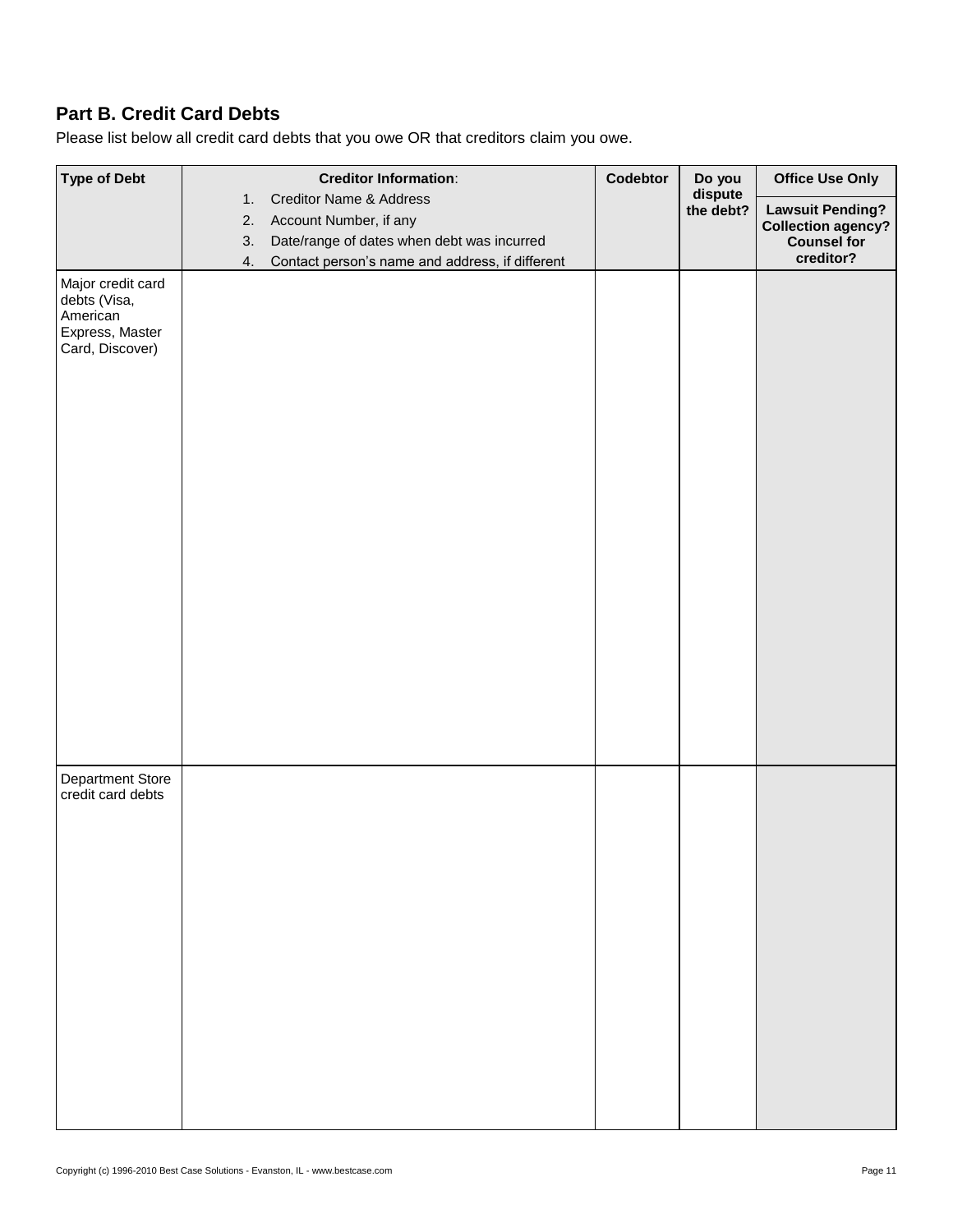## Part B. Credit Card Debts

Please list below all credit card debts that you owe OR that creditors claim you owe.

| Type of Debt | Creditor Information:<br>1. Creditor Name & Address<br>2. Account Number, if any<br>3. Date/range of dates when debt was incurred<br>4. Contact person's name and address, if different | Codebtor | Do you dispute the debt? | Office Use Only<br>Lawsuit Pending? Collection agency? Counsel for creditor? |
|---|---|---|---|---|
| Major credit card debts (Visa, American Express, Master Card, Discover) | | | | |
| Department Store credit card debts | | | | |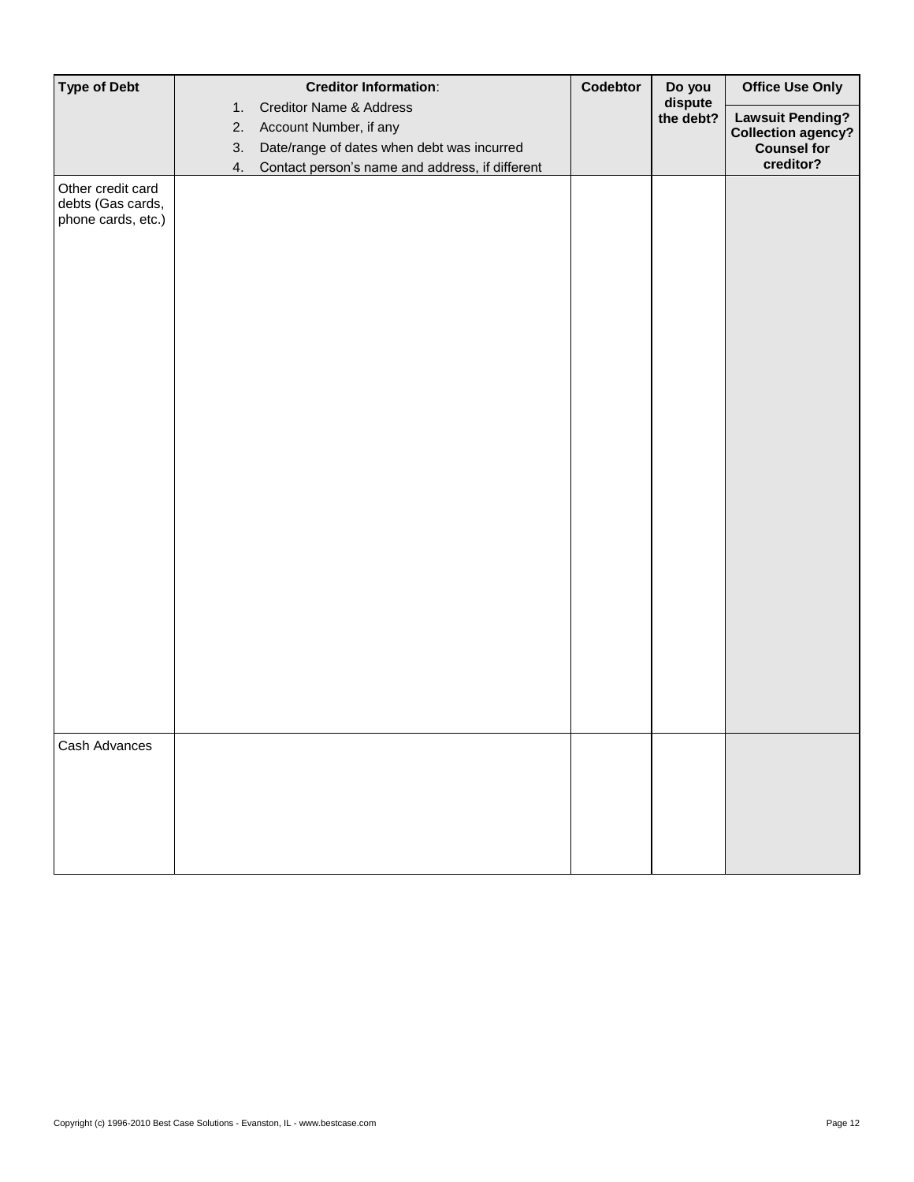| Type of Debt | Creditor Information:<br>1. Creditor Name & Address<br>2. Account Number, if any<br>3. Date/range of dates when debt was incurred<br>4. Contact person's name and address, if different | Codebtor | Do you dispute the debt? | Office Use Only<br>Lawsuit Pending? Collection agency? Counsel for creditor? |
|---|---|---|---|---|
| Other credit card debts (Gas cards, phone cards, etc.) | | | | |
| Cash Advances | | | | |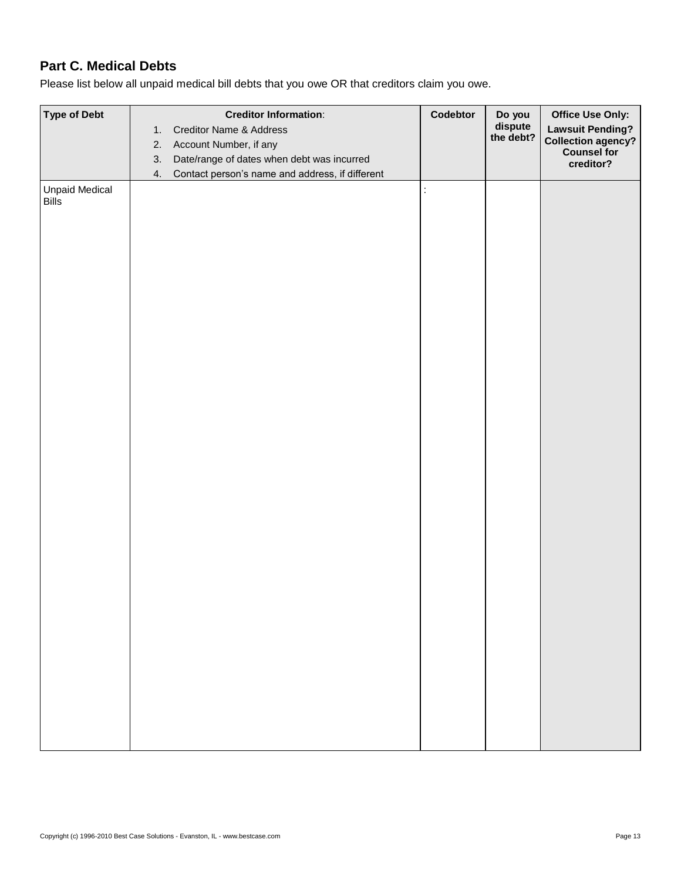## Part C. Medical Debts

Please list below all unpaid medical bill debts that you owe OR that creditors claim you owe.

| Type of Debt | Creditor Information:<br>1. Creditor Name & Address<br>2. Account Number, if any<br>3. Date/range of dates when debt was incurred<br>4. Contact person's name and address, if different | Codebtor | Do you dispute the debt? | Office Use Only: Lawsuit Pending? Collection agency? Counsel for creditor? |
|---|---|---|---|---|
| Unpaid Medical Bills | | : | | |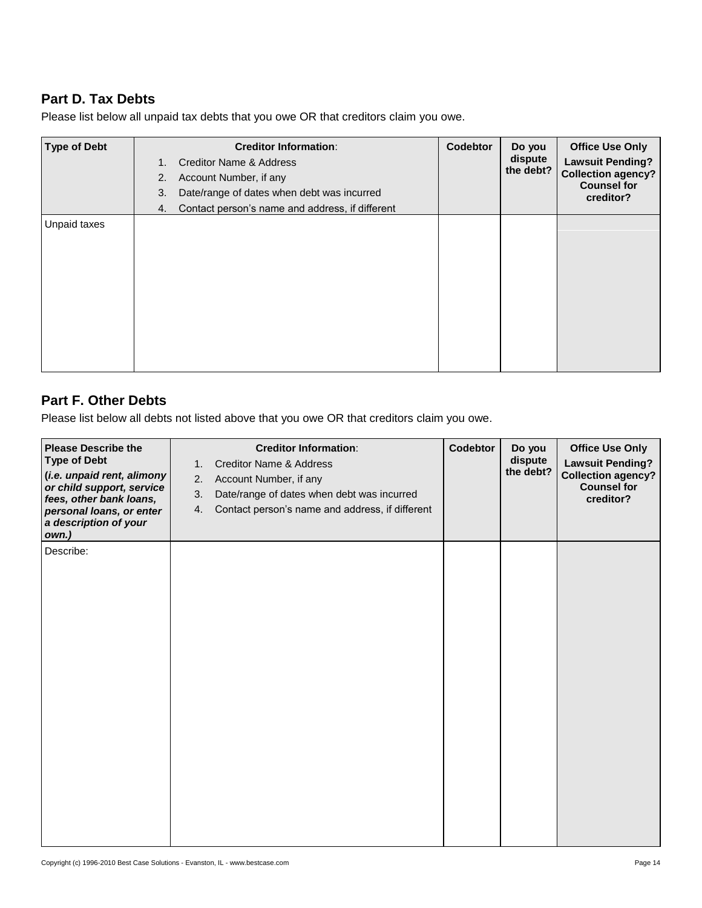## Part D. Tax Debts

Please list below all unpaid tax debts that you owe OR that creditors claim you owe.

| Type of Debt | Creditor Information:<br>1. Creditor Name & Address<br>2. Account Number, if any<br>3. Date/range of dates when debt was incurred<br>4. Contact person's name and address, if different | Codebtor | Do you dispute the debt? | Office Use Only<br>Lawsuit Pending?<br>Collection agency?<br>Counsel for creditor? |
|---|---|---|---|---|
| Unpaid taxes | | | | |

## Part F. Other Debts

Please list below all debts not listed above that you owe OR that creditors claim you owe.

| **Please Describe the Type of Debt**<br>***(i.e. unpaid rent, alimony or child support, service fees, other bank loans, personal loans, or enter a description of your own.)*** | Creditor Information:<br>1. Creditor Name & Address<br>2. Account Number, if any<br>3. Date/range of dates when debt was incurred<br>4. Contact person's name and address, if different | Codebtor | Do you dispute the debt? | Office Use Only<br>Lawsuit Pending?<br>Collection agency?<br>Counsel for creditor? |
|---|---|---|---|---|
| Describe: | | | | |

Copyright (c) 1996-2010 Best Case Solutions - Evanston, IL - www.bestcase.com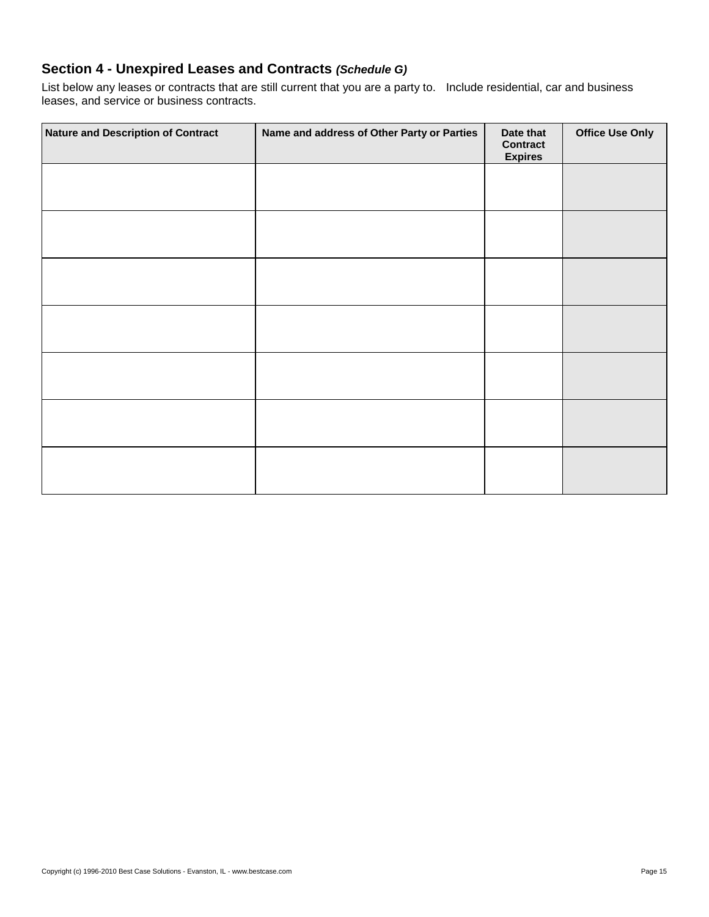## Section 4 - Unexpired Leases and Contracts *(Schedule G)*

List below any leases or contracts that are still current that you are a party to. Include residential, car and business leases, and service or business contracts.

| Nature and Description of Contract | Name and address of Other Party or Parties | Date that Contract Expires | Office Use Only |
|---|---|---|---|
| | | | |
| | | | |
| | | | |
| | | | |
| | | | |
| | | | |
| | | | |

Copyright (c) 1996-2010 Best Case Solutions - Evanston, IL - www.bestcase.com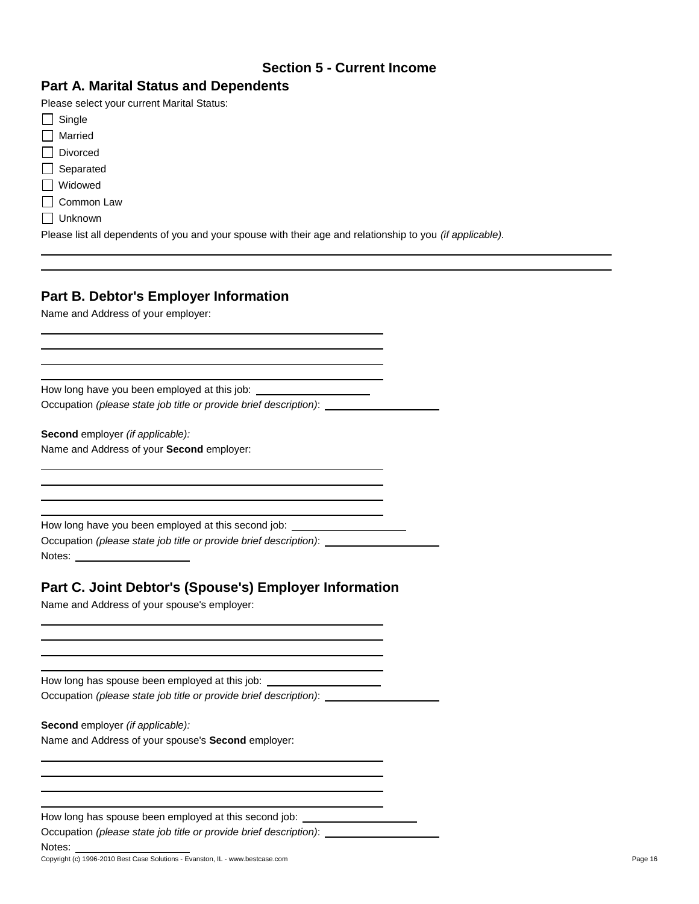# Section 5 - Current Income

## Part A. Marital Status and Dependents

Please select your current Marital Status:

- ☐ Single
- ☐ Married
- ☐ Divorced
- ☐ Separated
- ☐ Widowed
- ☐ Common Law
- ☐ Unknown

Please list all dependents of you and your spouse with their age and relationship to you *(if applicable)*.

______________________________________________________________________________

______________________________________________________________________________

## Part B. Debtor's Employer Information

Name and Address of your employer:

______________________________________________

______________________________________________

______________________________________________

______________________________________________

How long have you been employed at this job: ____________________

Occupation *(please state job title or provide brief description)*: ____________________

**Second** employer *(if applicable):*

Name and Address of your **Second** employer:

______________________________________________

______________________________________________

______________________________________________

______________________________________________

How long have you been employed at this second job: ____________________

Occupation *(please state job title or provide brief description)*: ____________________

Notes: ____________________

## Part C. Joint Debtor's (Spouse's) Employer Information

Name and Address of your spouse's employer:

______________________________________________

______________________________________________

______________________________________________

______________________________________________

How long has spouse been employed at this job: ____________________

Occupation *(please state job title or provide brief description)*: ____________________

**Second** employer *(if applicable):*

Name and Address of your spouse's **Second** employer:

______________________________________________

______________________________________________

______________________________________________

______________________________________________

How long has spouse been employed at this second job: ____________________

Occupation *(please state job title or provide brief description)*: ____________________

Notes: ____________________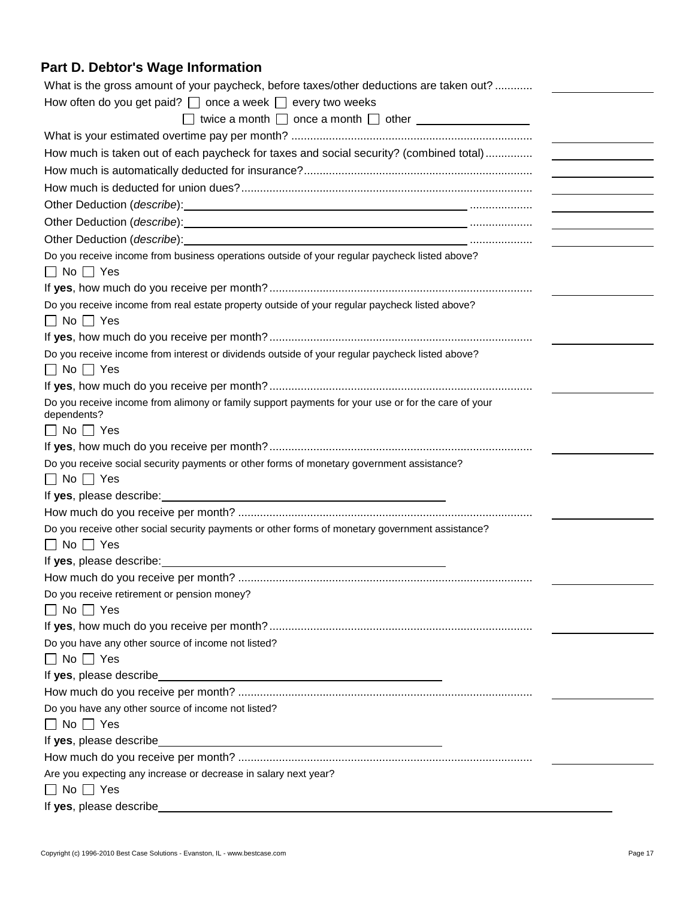## Part D. Debtor's Wage Information

What is the gross amount of your paycheck, before taxes/other deductions are taken out? ............ ________________

How often do you get paid? ☐ once a week ☐ every two weeks

☐ twice a month ☐ once a month ☐ other ________________

What is your estimated overtime pay per month? ............ ________________

How much is taken out of each paycheck for taxes and social security? (combined total)............ ________________

How much is automatically deducted for insurance?............ ________________

How much is deducted for union dues?............ ________________

Other Deduction (*describe*): ________________ ............ ________________

Other Deduction (*describe*): ________________ ............ ________________

Other Deduction (*describe*): ________________ ............ ________________

Do you receive income from business operations outside of your regular paycheck listed above?

☐ No ☐ Yes

If **yes**, how much do you receive per month?............ ________________

Do you receive income from real estate property outside of your regular paycheck listed above?

☐ No ☐ Yes

If **yes**, how much do you receive per month?............ ________________

Do you receive income from interest or dividends outside of your regular paycheck listed above?

☐ No ☐ Yes

If **yes**, how much do you receive per month?............ ________________

Do you receive income from alimony or family support payments for your use or for the care of your dependents?

☐ No ☐ Yes

If **yes**, how much do you receive per month?............ ________________

Do you receive social security payments or other forms of monetary government assistance?

☐ No ☐ Yes

If **yes**, please describe: ________________

How much do you receive per month? ............ ________________

Do you receive other social security payments or other forms of monetary government assistance?

☐ No ☐ Yes

If **yes**, please describe: ________________

How much do you receive per month? ............ ________________

Do you receive retirement or pension money?

☐ No ☐ Yes

If **yes**, how much do you receive per month?............ ________________

Do you have any other source of income not listed?

☐ No ☐ Yes

If **yes**, please describe ________________

How much do you receive per month? ............ ________________

Do you have any other source of income not listed?

☐ No ☐ Yes

If **yes**, please describe ________________

How much do you receive per month? ............ ________________

Are you expecting any increase or decrease in salary next year?

☐ No ☐ Yes

If **yes**, please describe ________________

Copyright (c) 1996-2010 Best Case Solutions - Evanston, IL - www.bestcase.com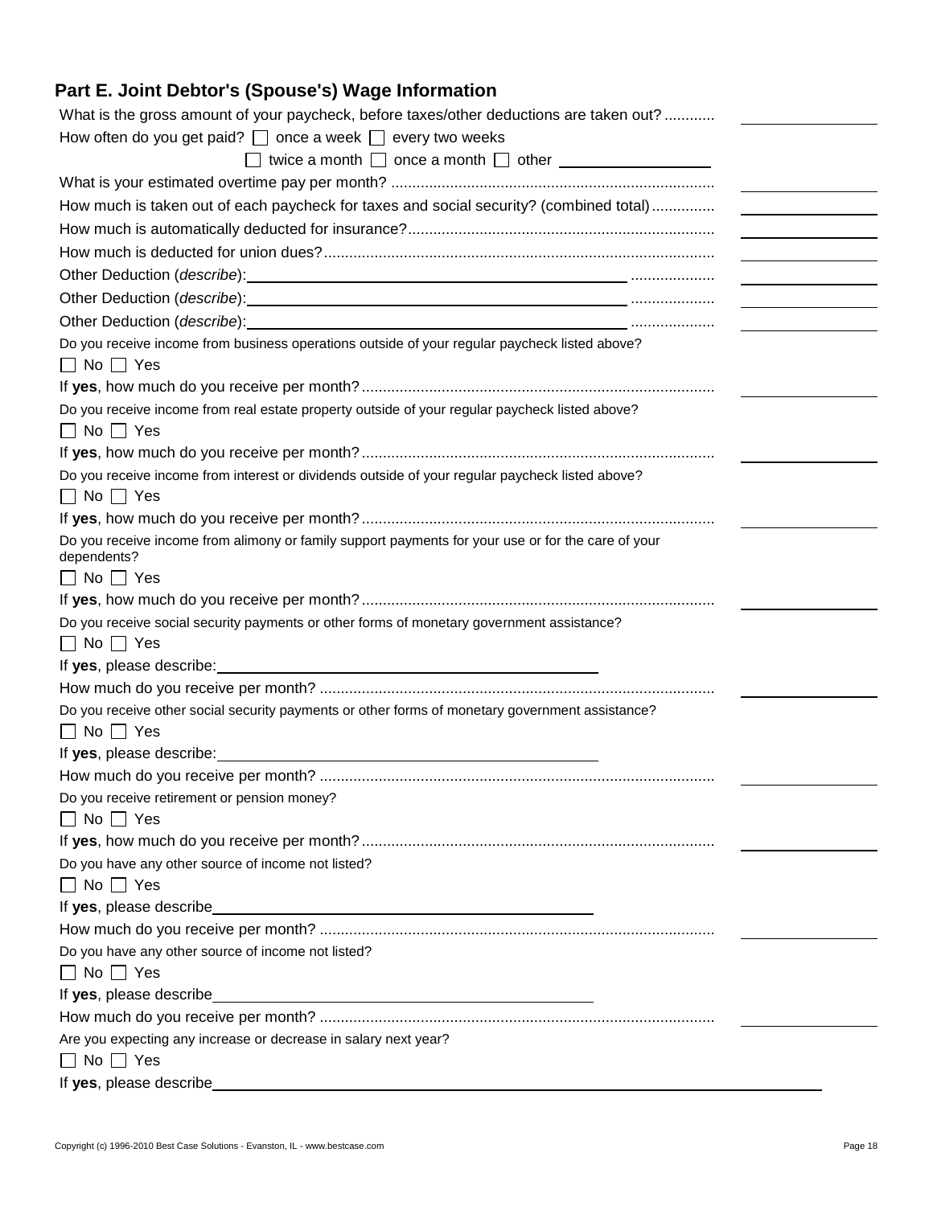## Part E. Joint Debtor's (Spouse's) Wage Information

What is the gross amount of your paycheck, before taxes/other deductions are taken out? ............ \_\_\_\_\_\_\_\_\_\_

How often do you get paid? ☐ once a week ☐ every two weeks ☐ twice a month ☐ once a month ☐ other \_\_\_\_\_\_\_\_\_\_

What is your estimated overtime pay per month? ............ \_\_\_\_\_\_\_\_\_\_

How much is taken out of each paycheck for taxes and social security? (combined total) ............ \_\_\_\_\_\_\_\_\_\_

How much is automatically deducted for insurance? ............ \_\_\_\_\_\_\_\_\_\_

How much is deducted for union dues? ............ \_\_\_\_\_\_\_\_\_\_

Other Deduction (*describe*): \_\_\_\_\_\_\_\_\_\_ ............ \_\_\_\_\_\_\_\_\_\_

Other Deduction (*describe*): \_\_\_\_\_\_\_\_\_\_ ............ \_\_\_\_\_\_\_\_\_\_

Other Deduction (*describe*): \_\_\_\_\_\_\_\_\_\_ ............ \_\_\_\_\_\_\_\_\_\_

Do you receive income from business operations outside of your regular paycheck listed above?
☐ No ☐ Yes

If **yes**, how much do you receive per month? ............ \_\_\_\_\_\_\_\_\_\_

Do you receive income from real estate property outside of your regular paycheck listed above?
☐ No ☐ Yes

If **yes**, how much do you receive per month? ............ \_\_\_\_\_\_\_\_\_\_

Do you receive income from interest or dividends outside of your regular paycheck listed above?
☐ No ☐ Yes

If **yes**, how much do you receive per month? ............ \_\_\_\_\_\_\_\_\_\_

Do you receive income from alimony or family support payments for your use or for the care of your dependents?
☐ No ☐ Yes

If **yes**, how much do you receive per month? ............ \_\_\_\_\_\_\_\_\_\_

Do you receive social security payments or other forms of monetary government assistance?
☐ No ☐ Yes

If **yes**, please describe: \_\_\_\_\_\_\_\_\_\_

How much do you receive per month? ............ \_\_\_\_\_\_\_\_\_\_

Do you receive other social security payments or other forms of monetary government assistance?
☐ No ☐ Yes

If **yes**, please describe: \_\_\_\_\_\_\_\_\_\_

How much do you receive per month? ............ \_\_\_\_\_\_\_\_\_\_

Do you receive retirement or pension money?
☐ No ☐ Yes

If **yes**, how much do you receive per month? ............ \_\_\_\_\_\_\_\_\_\_

Do you have any other source of income not listed?
☐ No ☐ Yes

If **yes**, please describe \_\_\_\_\_\_\_\_\_\_

How much do you receive per month? ............ \_\_\_\_\_\_\_\_\_\_

Do you have any other source of income not listed?
☐ No ☐ Yes

If **yes**, please describe \_\_\_\_\_\_\_\_\_\_

How much do you receive per month? ............ \_\_\_\_\_\_\_\_\_\_

Are you expecting any increase or decrease in salary next year?
☐ No ☐ Yes

If **yes**, please describe \_\_\_\_\_\_\_\_\_\_

Copyright (c) 1996-2010 Best Case Solutions - Evanston, IL - www.bestcase.com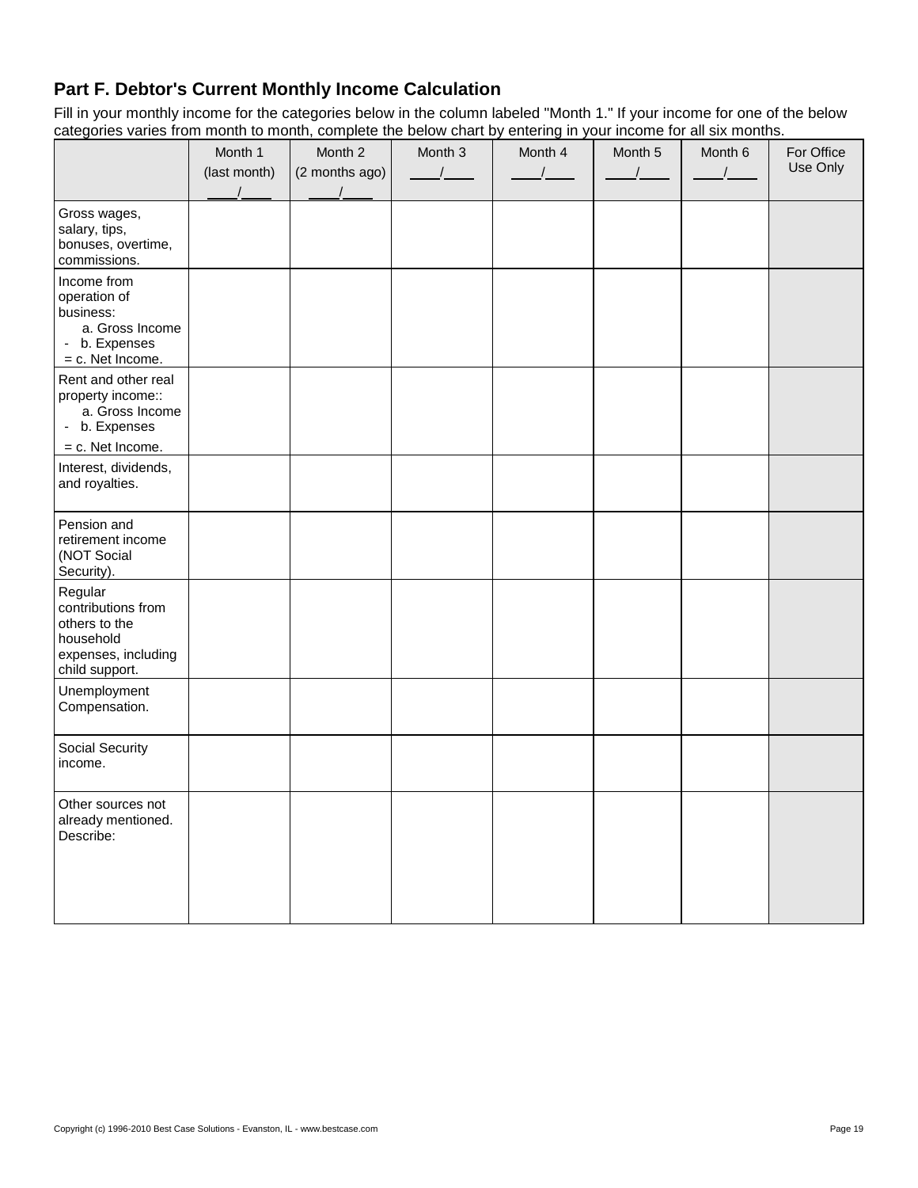## Part F. Debtor's Current Monthly Income Calculation

Fill in your monthly income for the categories below in the column labeled "Month 1." If your income for one of the below categories varies from month to month, complete the below chart by entering in your income for all six months.

| | Month 1 (last month) ____/____ | Month 2 (2 months ago) ____/____ | Month 3 ____/____ | Month 4 ____/____ | Month 5 ____/____ | Month 6 ____/____ | For Office Use Only |
|---|---|---|---|---|---|---|---|
| Gross wages, salary, tips, bonuses, overtime, commissions. | | | | | | | |
| Income from operation of business: a. Gross Income - b. Expenses = c. Net Income. | | | | | | | |
| Rent and other real property income:: a. Gross Income - b. Expenses = c. Net Income. | | | | | | | |
| Interest, dividends, and royalties. | | | | | | | |
| Pension and retirement income (NOT Social Security). | | | | | | | |
| Regular contributions from others to the household expenses, including child support. | | | | | | | |
| Unemployment Compensation. | | | | | | | |
| Social Security income. | | | | | | | |
| Other sources not already mentioned. Describe: | | | | | | | |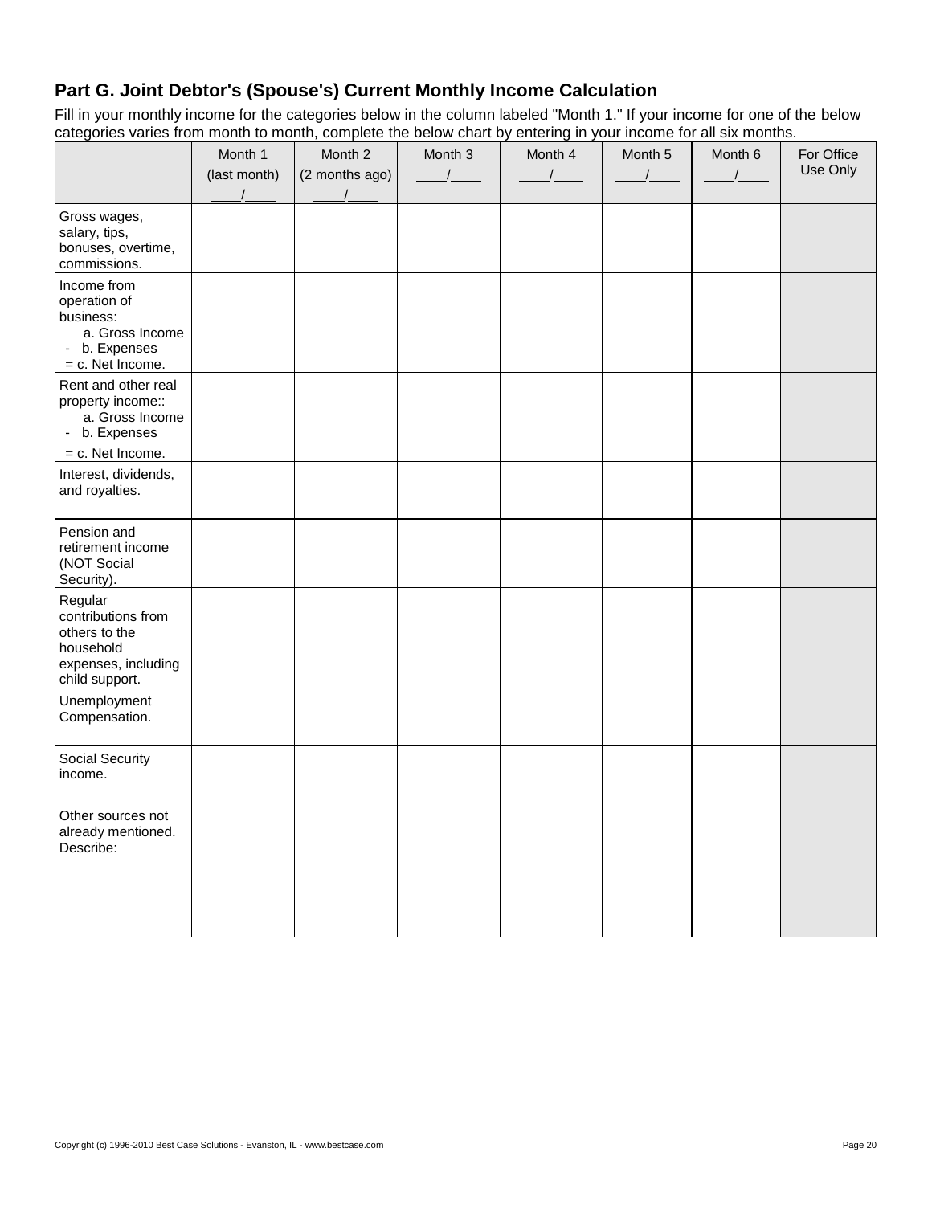## Part G. Joint Debtor's (Spouse's) Current Monthly Income Calculation

Fill in your monthly income for the categories below in the column labeled "Month 1." If your income for one of the below categories varies from month to month, complete the below chart by entering in your income for all six months.

| | Month 1 (last month) ____/____ | Month 2 (2 months ago) ____/____ | Month 3 ____/____ | Month 4 ____/____ | Month 5 ____/____ | Month 6 ____/____ | For Office Use Only |
|---|---|---|---|---|---|---|---|
| Gross wages, salary, tips, bonuses, overtime, commissions. | | | | | | | |
| Income from operation of business: a. Gross Income - b. Expenses = c. Net Income. | | | | | | | |
| Rent and other real property income:: a. Gross Income - b. Expenses = c. Net Income. | | | | | | | |
| Interest, dividends, and royalties. | | | | | | | |
| Pension and retirement income (NOT Social Security). | | | | | | | |
| Regular contributions from others to the household expenses, including child support. | | | | | | | |
| Unemployment Compensation. | | | | | | | |
| Social Security income. | | | | | | | |
| Other sources not already mentioned. Describe: | | | | | | | |

Copyright (c) 1996-2010 Best Case Solutions - Evanston, IL - www.bestcase.com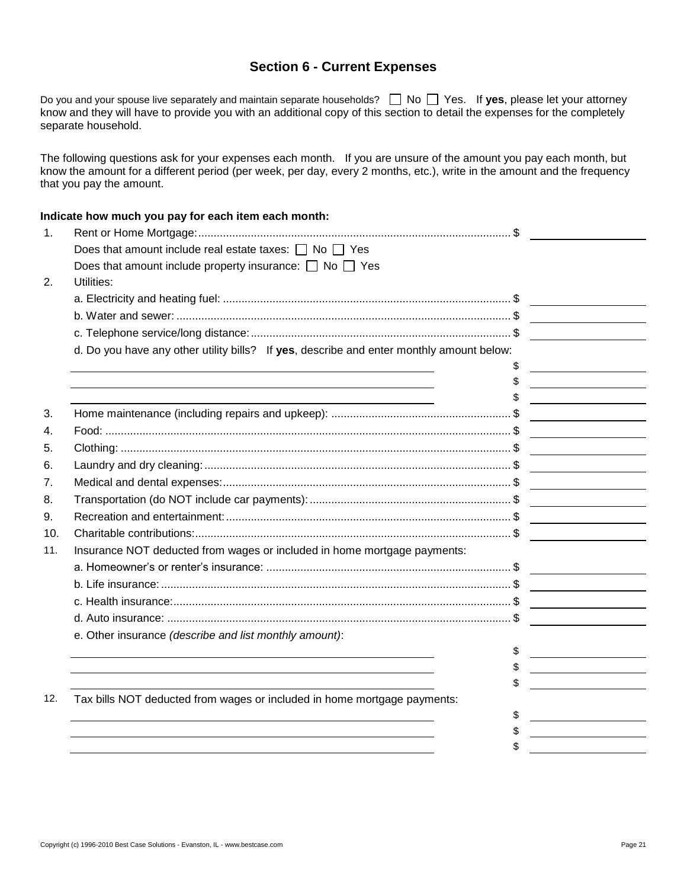## Section 6 - Current Expenses

Do you and your spouse live separately and maintain separate households? ☐ No ☐ Yes. If **yes**, please let your attorney know and they will have to provide you with an additional copy of this section to detail the expenses for the completely separate household.

The following questions ask for your expenses each month. If you are unsure of the amount you pay each month, but know the amount for a different period (per week, per day, every 2 months, etc.), write in the amount and the frequency that you pay the amount.

**Indicate how much you pay for each item each month:**

1. Rent or Home Mortgage: .................... $ ________
   Does that amount include real estate taxes: ☐ No ☐ Yes
   Does that amount include property insurance: ☐ No ☐ Yes
2. Utilities:
   a. Electricity and heating fuel: .................... $ ________
   b. Water and sewer: .................... $ ________
   c. Telephone service/long distance: .................... $ ________
   d. Do you have any other utility bills? If **yes**, describe and enter monthly amount below:
   ________________ $ ________
   ________________ $ ________
   ________________ $ ________
3. Home maintenance (including repairs and upkeep): .................... $ ________
4. Food: .................... $ ________
5. Clothing: .................... $ ________
6. Laundry and dry cleaning: .................... $ ________
7. Medical and dental expenses: .................... $ ________
8. Transportation (do NOT include car payments): .................... $ ________
9. Recreation and entertainment: .................... $ ________
10. Charitable contributions: .................... $ ________
11. Insurance NOT deducted from wages or included in home mortgage payments:
    a. Homeowner's or renter's insurance: .................... $ ________
    b. Life insurance: .................... $ ________
    c. Health insurance: .................... $ ________
    d. Auto insurance: .................... $ ________
    e. Other insurance *(describe and list monthly amount)*:
    ________________ $ ________
    ________________ $ ________
    ________________ $ ________
12. Tax bills NOT deducted from wages or included in home mortgage payments:
    ________________ $ ________
    ________________ $ ________
    ________________ $ ________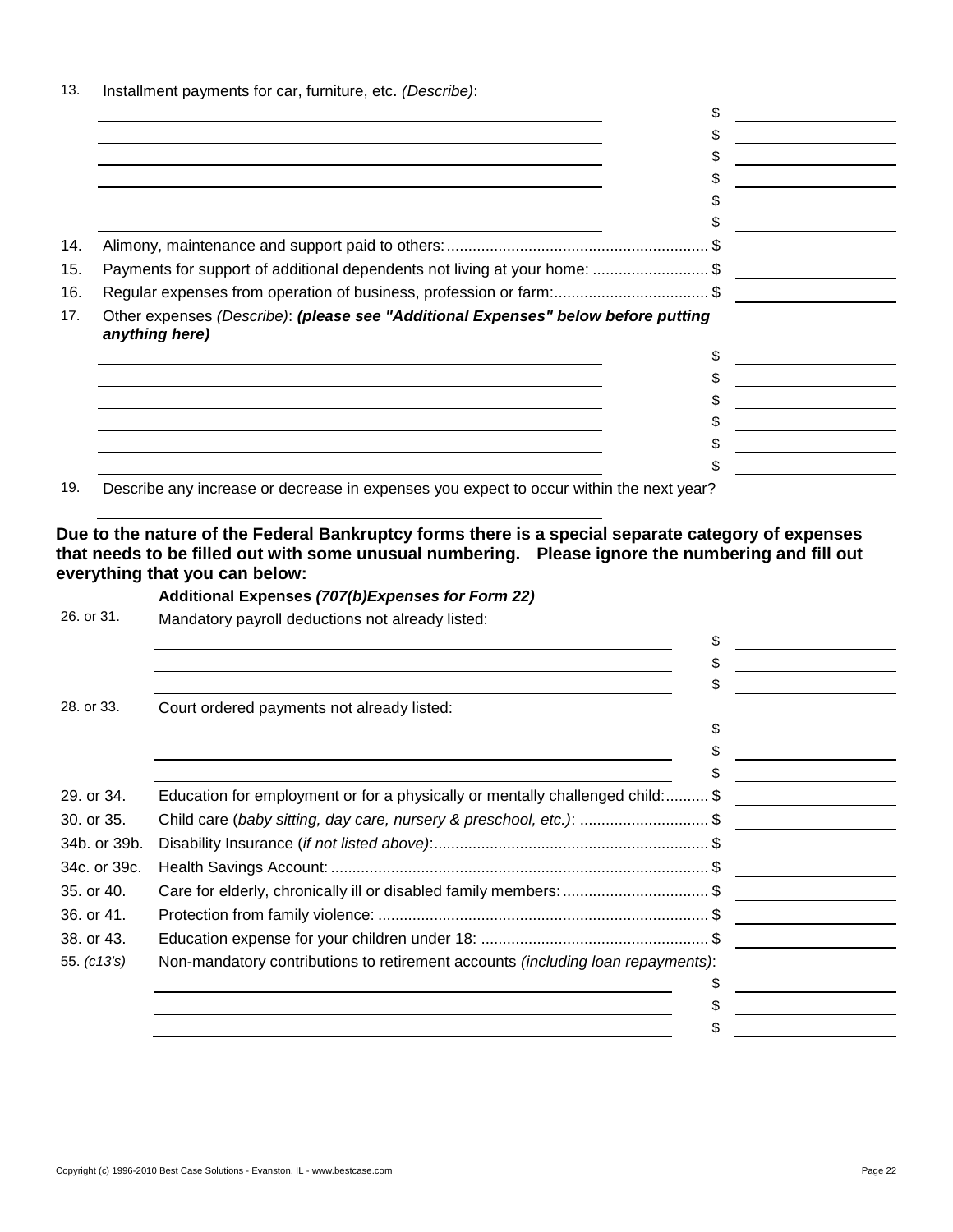13. Installment payments for car, furniture, etc. *(Describe)*:

| | |
|---|---|
| ______________________________ | $ ________ |
| ______________________________ | $ ________ |
| ______________________________ | $ ________ |
| ______________________________ | $ ________ |
| ______________________________ | $ ________ |
| ______________________________ | $ ________ |

14. Alimony, maintenance and support paid to others:............................................................ $ ________

15. Payments for support of additional dependents not living at your home: ........................... $ ________

16. Regular expenses from operation of business, profession or farm:.................................... $ ________

17. Other expenses *(Describe)*: ***(please see "Additional Expenses" below before putting anything here)***

| | |
|---|---|
| ______________________________ | $ ________ |
| ______________________________ | $ ________ |
| ______________________________ | $ ________ |
| ______________________________ | $ ________ |
| ______________________________ | $ ________ |
| ______________________________ | $ ________ |

19. Describe any increase or decrease in expenses you expect to occur within the next year?

______________________________

**Due to the nature of the Federal Bankruptcy forms there is a special separate category of expenses that needs to be filled out with some unusual numbering. Please ignore the numbering and fill out everything that you can below:**

***Additional Expenses (707(b)Expenses for Form 22)***

26. or 31. Mandatory payroll deductions not already listed:

| | |
|---|---|
| ______________________________ | $ ________ |
| ______________________________ | $ ________ |
| ______________________________ | $ ________ |

28. or 33. Court ordered payments not already listed:

| | |
|---|---|
| ______________________________ | $ ________ |
| ______________________________ | $ ________ |
| ______________________________ | $ ________ |

29. or 34. Education for employment or for a physically or mentally challenged child:.......... $ ________

30. or 35. Child care (*baby sitting, day care, nursery & preschool, etc.)*: ............................. $ ________

34b. or 39b. Disability Insurance (*if not listed above)*:................................................................ $ ________

34c. or 39c. Health Savings Account: ........................................................................................ $ ________

35. or 40. Care for elderly, chronically ill or disabled family members:.................................. $ ________

36. or 41. Protection from family violence: ............................................................................. $ ________

38. or 43. Education expense for your children under 18: ..................................................... $ ________

55. *(c13's)* Non-mandatory contributions to retirement accounts *(including loan repayments)*:

| | |
|---|---|
| ______________________________ | $ ________ |
| ______________________________ | $ ________ |
| ______________________________ | $ ________ |

Copyright (c) 1996-2010 Best Case Solutions - Evanston, IL - www.bestcase.com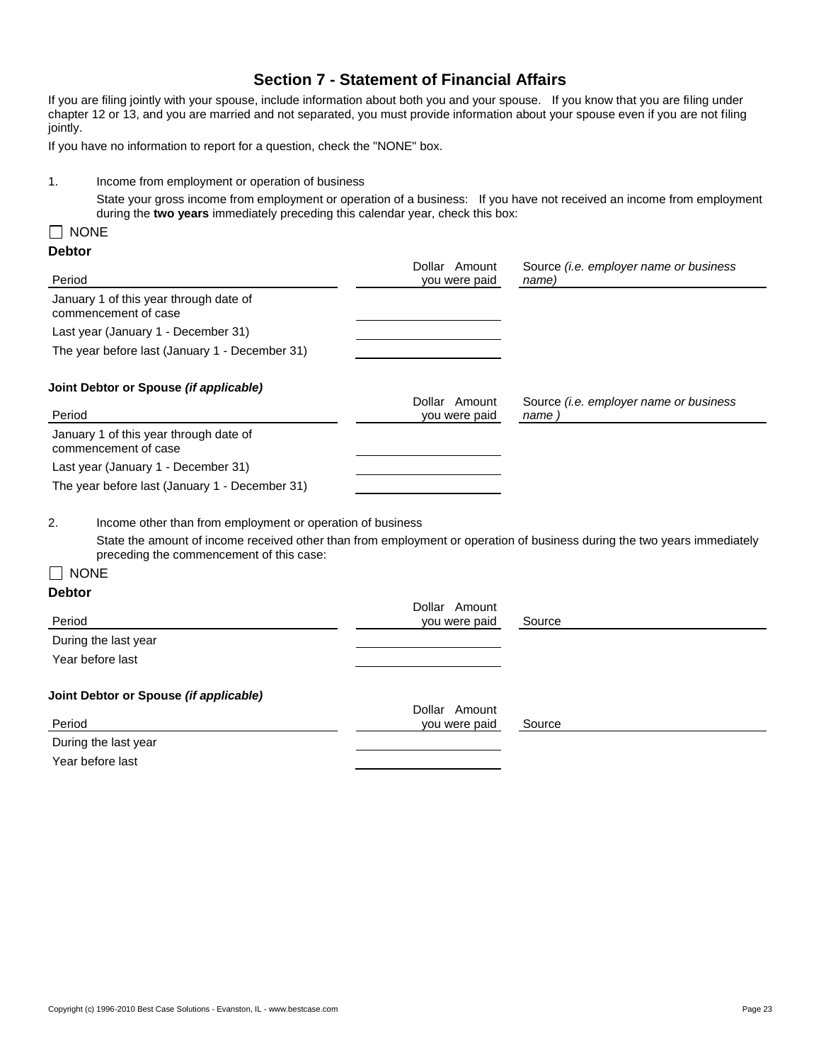# Section 7 - Statement of Financial Affairs

If you are filing jointly with your spouse, include information about both you and your spouse. If you know that you are filing under chapter 12 or 13, and you are married and not separated, you must provide information about your spouse even if you are not filing jointly.

If you have no information to report for a question, check the "NONE" box.

1. Income from employment or operation of business

   State your gross income from employment or operation of a business: If you have not received an income from employment during the **two years** immediately preceding this calendar year, check this box:

☐ NONE

**Debtor**

| Period | Dollar Amount you were paid | Source *(i.e. employer name or business name)* |
| --- | --- | --- |
| January 1 of this year through date of commencement of case | | |
| Last year (January 1 - December 31) | | |
| The year before last (January 1 - December 31) | | |

**Joint Debtor or Spouse *(if applicable)***

| Period | Dollar Amount you were paid | Source *(i.e. employer name or business name )* |
| --- | --- | --- |
| January 1 of this year through date of commencement of case | | |
| Last year (January 1 - December 31) | | |
| The year before last (January 1 - December 31) | | |

2. Income other than from employment or operation of business

   State the amount of income received other than from employment or operation of business during the two years immediately preceding the commencement of this case:

☐ NONE

**Debtor**

| Period | Dollar Amount you were paid | Source |
| --- | --- | --- |
| During the last year | | |
| Year before last | | |

**Joint Debtor or Spouse *(if applicable)***

| Period | Dollar Amount you were paid | Source |
| --- | --- | --- |
| During the last year | | |
| Year before last | | |

Copyright (c) 1996-2010 Best Case Solutions - Evanston, IL - www.bestcase.com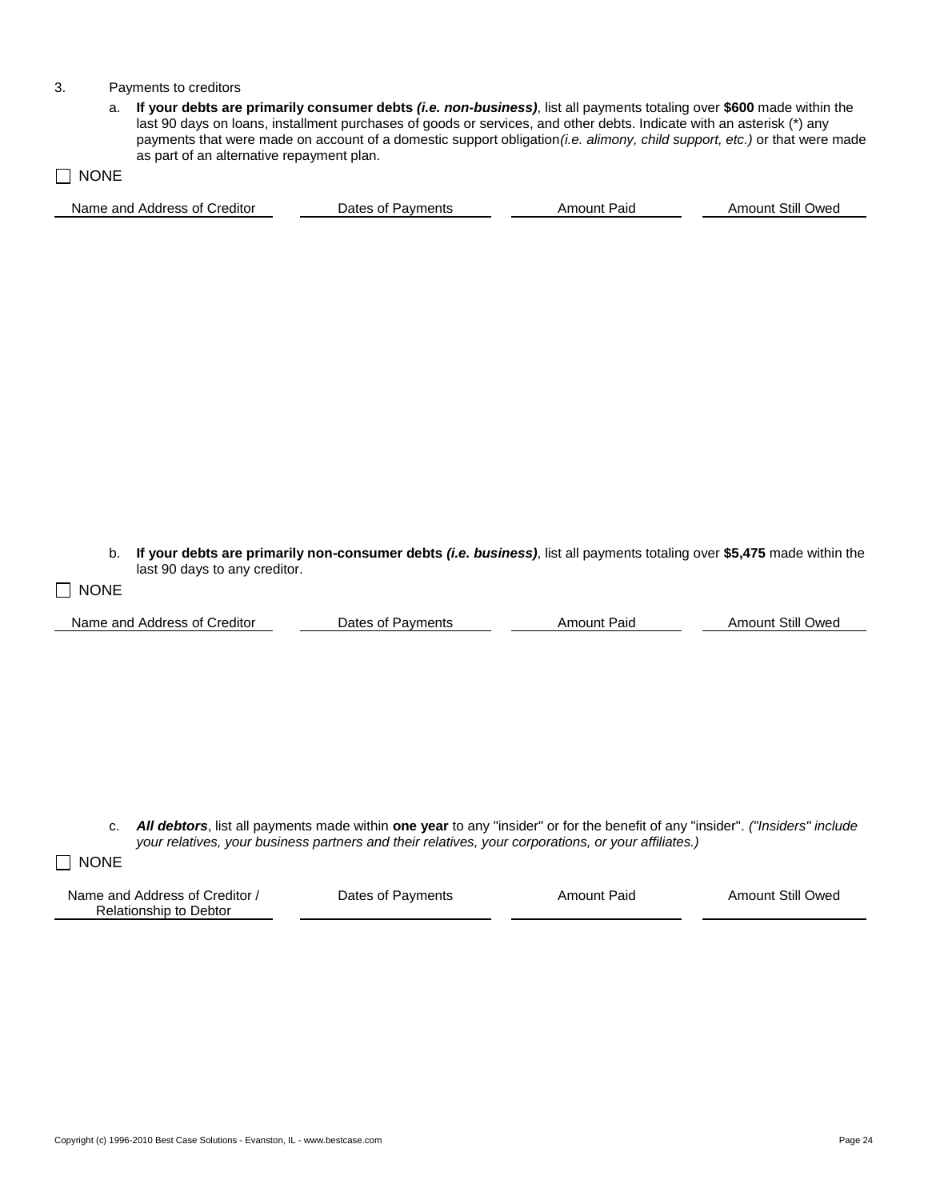3. Payments to creditors

a. **If your debts are primarily consumer debts *(i.e. non-business)***, list all payments totaling over **$600** made within the last 90 days on loans, installment purchases of goods or services, and other debts. Indicate with an asterisk (*) any payments that were made on account of a domestic support obligation *(i.e. alimony, child support, etc.)* or that were made as part of an alternative repayment plan.

☐ NONE

| Name and Address of Creditor | Dates of Payments | Amount Paid | Amount Still Owed |
| --- | --- | --- | --- |

b. **If your debts are primarily non-consumer debts *(i.e. business)***, list all payments totaling over **$5,475** made within the last 90 days to any creditor.

☐ NONE

| Name and Address of Creditor | Dates of Payments | Amount Paid | Amount Still Owed |
| --- | --- | --- | --- |

c. ***All debtors***, list all payments made within **one year** to any "insider" or for the benefit of any "insider". *("Insiders" include your relatives, your business partners and their relatives, your corporations, or your affiliates.)*

☐ NONE

| Name and Address of Creditor / Relationship to Debtor | Dates of Payments | Amount Paid | Amount Still Owed |
| --- | --- | --- | --- |

Copyright (c) 1996-2010 Best Case Solutions - Evanston, IL - www.bestcase.com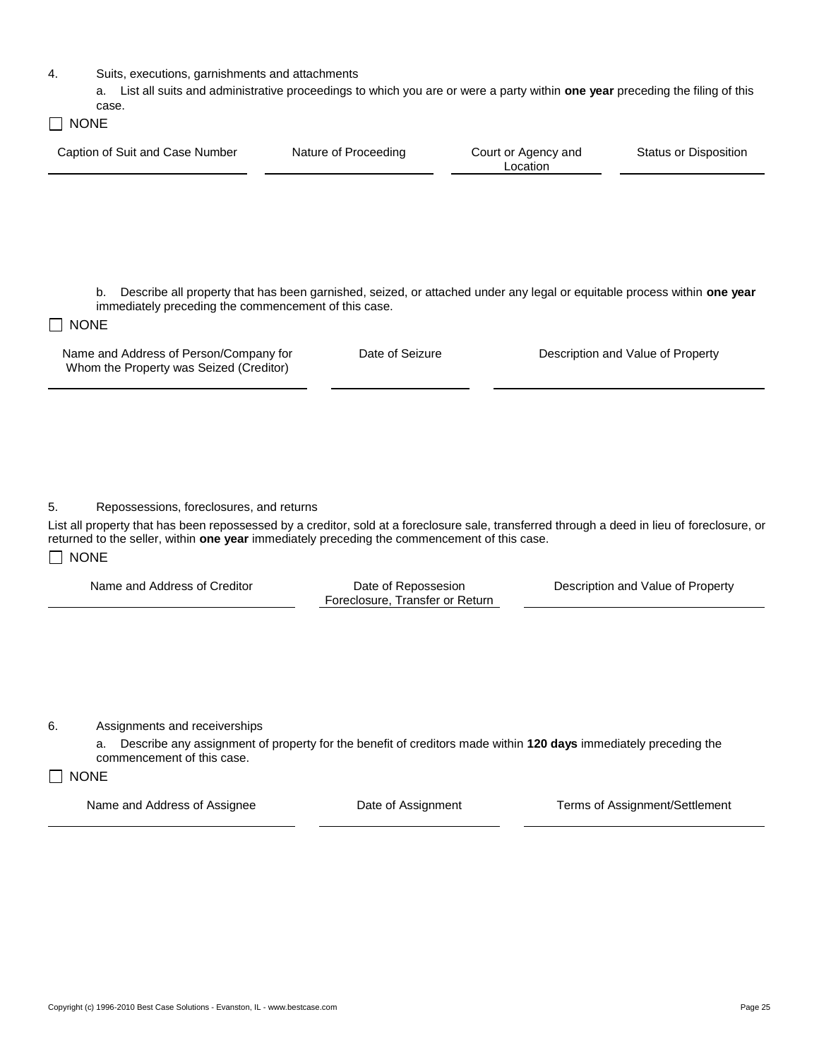4. Suits, executions, garnishments and attachments

a. List all suits and administrative proceedings to which you are or were a party within **one year** preceding the filing of this case.

☐ NONE

| Caption of Suit and Case Number | Nature of Proceeding | Court or Agency and Location | Status or Disposition |
|---|---|---|---|

b. Describe all property that has been garnished, seized, or attached under any legal or equitable process within **one year** immediately preceding the commencement of this case.

☐ NONE

| Name and Address of Person/Company for Whom the Property was Seized (Creditor) | Date of Seizure | Description and Value of Property |
|---|---|---|

5. Repossessions, foreclosures, and returns

List all property that has been repossessed by a creditor, sold at a foreclosure sale, transferred through a deed in lieu of foreclosure, or returned to the seller, within **one year** immediately preceding the commencement of this case.

☐ NONE

| Name and Address of Creditor | Date of Repossesion Foreclosure, Transfer or Return | Description and Value of Property |
|---|---|---|

6. Assignments and receiverships

a. Describe any assignment of property for the benefit of creditors made within **120 days** immediately preceding the commencement of this case.

☐ NONE

| Name and Address of Assignee | Date of Assignment | Terms of Assignment/Settlement |
|---|---|---|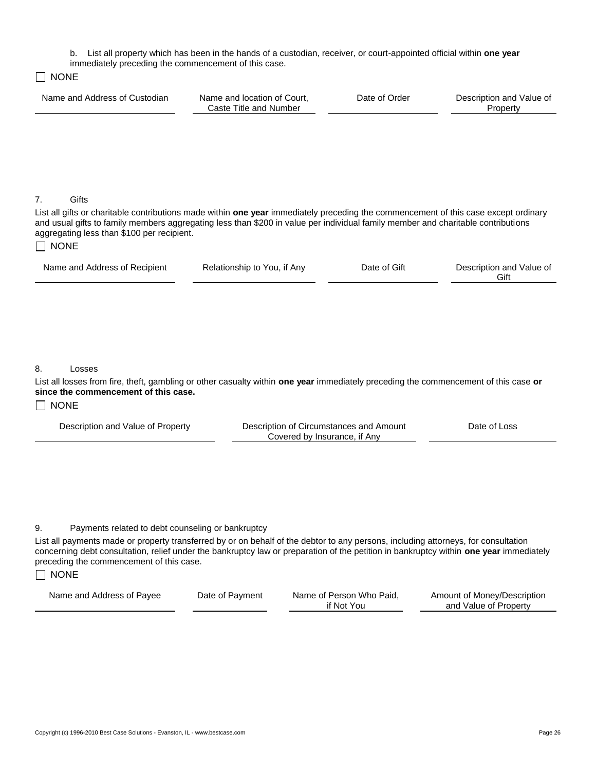b. List all property which has been in the hands of a custodian, receiver, or court-appointed official within **one year** immediately preceding the commencement of this case.

☐ NONE

| Name and Address of Custodian | Name and location of Court, Caste Title and Number | Date of Order | Description and Value of Property |
|---|---|---|---|

7. Gifts

List all gifts or charitable contributions made within **one year** immediately preceding the commencement of this case except ordinary and usual gifts to family members aggregating less than $200 in value per individual family member and charitable contributions aggregating less than $100 per recipient.

☐ NONE

| Name and Address of Recipient | Relationship to You, if Any | Date of Gift | Description and Value of Gift |
|---|---|---|---|

8. Losses

List all losses from fire, theft, gambling or other casualty within **one year** immediately preceding the commencement of this case **or since the commencement of this case.**

☐ NONE

| Description and Value of Property | Description of Circumstances and Amount Covered by Insurance, if Any | Date of Loss |
|---|---|---|

9. Payments related to debt counseling or bankruptcy

List all payments made or property transferred by or on behalf of the debtor to any persons, including attorneys, for consultation concerning debt consultation, relief under the bankruptcy law or preparation of the petition in bankruptcy within **one year** immediately preceding the commencement of this case.

☐ NONE

| Name and Address of Payee | Date of Payment | Name of Person Who Paid, if Not You | Amount of Money/Description and Value of Property |
|---|---|---|---|

Copyright (c) 1996-2010 Best Case Solutions - Evanston, IL - www.bestcase.com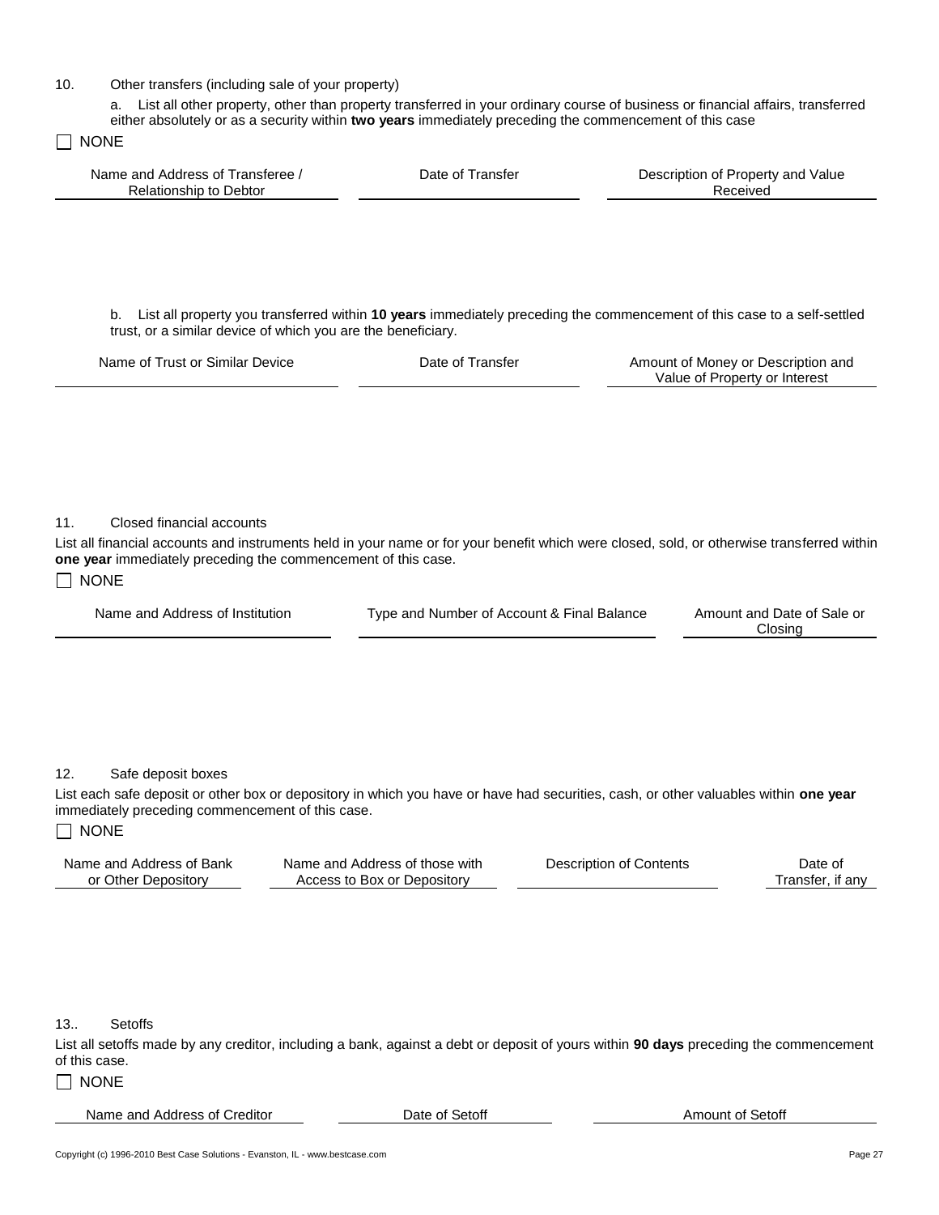10. Other transfers (including sale of your property)

a. List all other property, other than property transferred in your ordinary course of business or financial affairs, transferred either absolutely or as a security within **two years** immediately preceding the commencement of this case

☐ NONE

| Name and Address of Transferee / Relationship to Debtor | Date of Transfer | Description of Property and Value Received |
|---|---|---|

b. List all property you transferred within **10 years** immediately preceding the commencement of this case to a self-settled trust, or a similar device of which you are the beneficiary.

| Name of Trust or Similar Device | Date of Transfer | Amount of Money or Description and Value of Property or Interest |
|---|---|---|

11. Closed financial accounts

List all financial accounts and instruments held in your name or for your benefit which were closed, sold, or otherwise transferred within **one year** immediately preceding the commencement of this case.

☐ NONE

| Name and Address of Institution | Type and Number of Account & Final Balance | Amount and Date of Sale or Closing |
|---|---|---|

12. Safe deposit boxes

List each safe deposit or other box or depository in which you have or have had securities, cash, or other valuables within **one year** immediately preceding commencement of this case.

☐ NONE

| Name and Address of Bank or Other Depository | Name and Address of those with Access to Box or Depository | Description of Contents | Date of Transfer, if any |
|---|---|---|---|

13.. Setoffs

List all setoffs made by any creditor, including a bank, against a debt or deposit of yours within **90 days** preceding the commencement of this case.

☐ NONE

| Name and Address of Creditor | Date of Setoff | Amount of Setoff |
|---|---|---|

Copyright (c) 1996-2010 Best Case Solutions - Evanston, IL - www.bestcase.com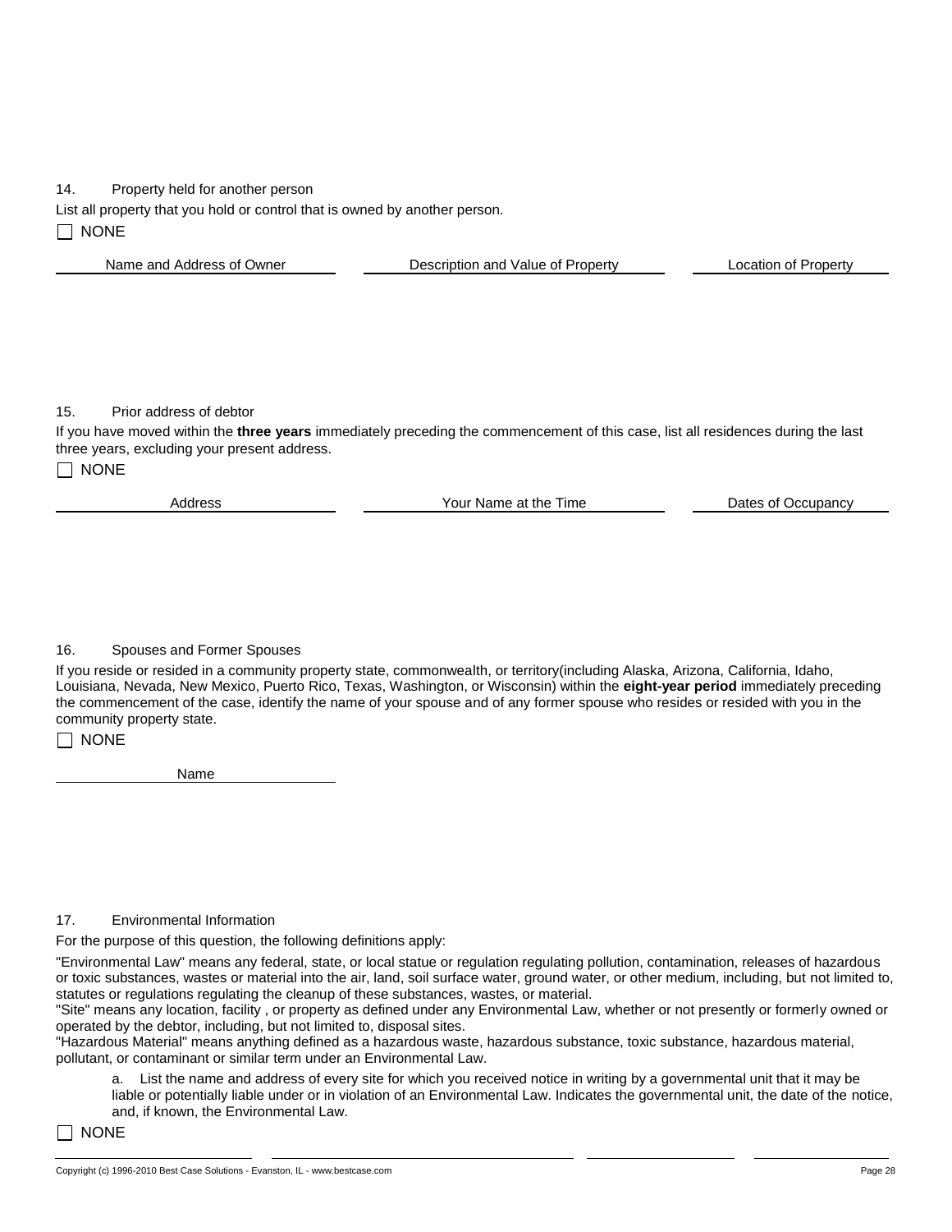14. Property held for another person

List all property that you hold or control that is owned by another person.

☐ NONE

| Name and Address of Owner | Description and Value of Property | Location of Property |
| --- | --- | --- |

15. Prior address of debtor

If you have moved within the **three years** immediately preceding the commencement of this case, list all residences during the last three years, excluding your present address.

☐ NONE

| Address | Your Name at the Time | Dates of Occupancy |
| --- | --- | --- |

16. Spouses and Former Spouses

If you reside or resided in a community property state, commonwealth, or territory(including Alaska, Arizona, California, Idaho, Louisiana, Nevada, New Mexico, Puerto Rico, Texas, Washington, or Wisconsin) within the **eight-year period** immediately preceding the commencement of the case, identify the name of your spouse and of any former spouse who resides or resided with you in the community property state.

☐ NONE

| Name |
| --- |

17. Environmental Information

For the purpose of this question, the following definitions apply:

"Environmental Law" means any federal, state, or local statue or regulation regulating pollution, contamination, releases of hazardous or toxic substances, wastes or material into the air, land, soil surface water, ground water, or other medium, including, but not limited to, statutes or regulations regulating the cleanup of these substances, wastes, or material.

"Site" means any location, facility , or property as defined under any Environmental Law, whether or not presently or formerly owned or operated by the debtor, including, but not limited to, disposal sites.

"Hazardous Material" means anything defined as a hazardous waste, hazardous substance, toxic substance, hazardous material, pollutant, or contaminant or similar term under an Environmental Law.

a. List the name and address of every site for which you received notice in writing by a governmental unit that it may be liable or potentially liable under or in violation of an Environmental Law. Indicates the governmental unit, the date of the notice, and, if known, the Environmental Law.

☐ NONE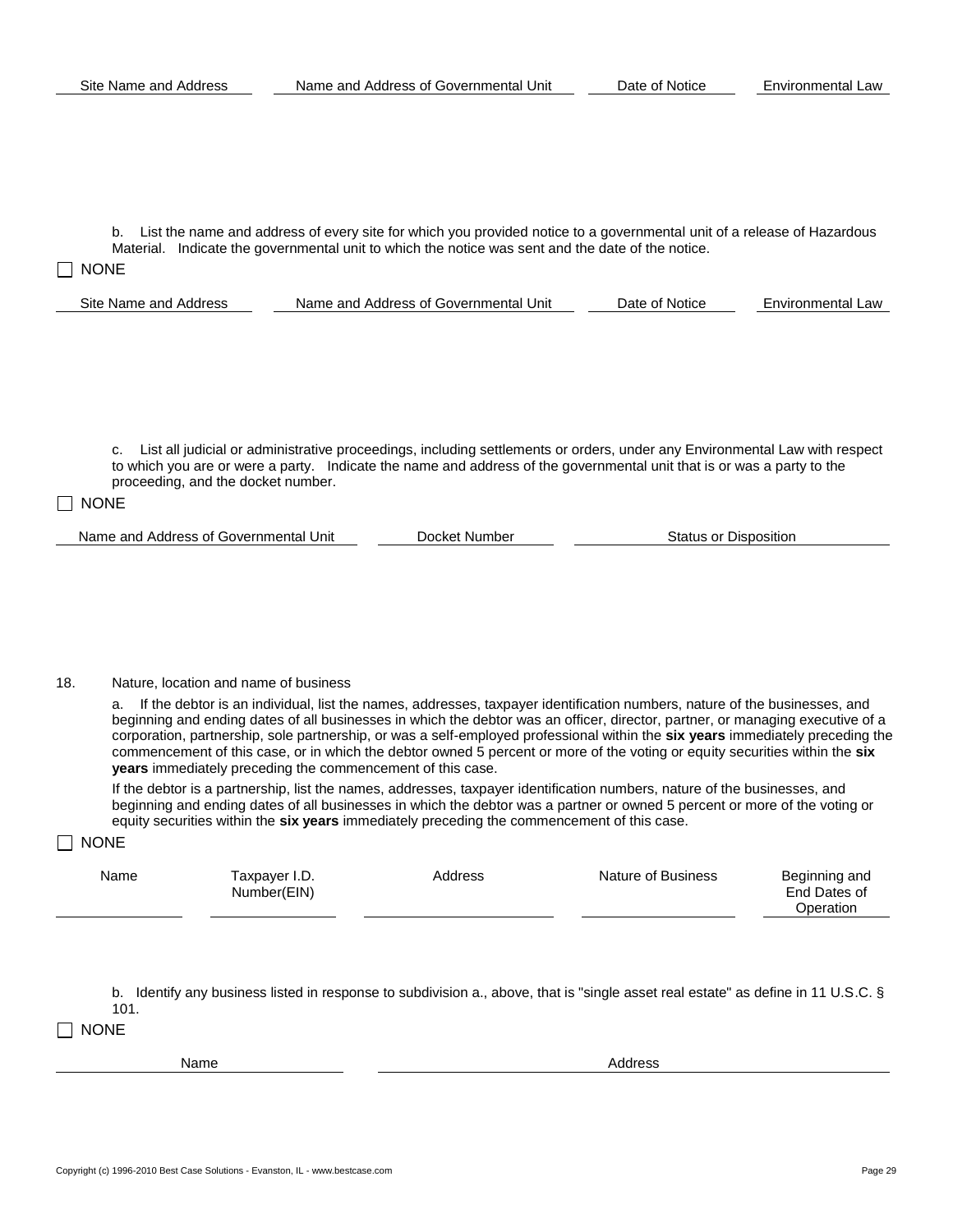| Site Name and Address | Name and Address of Governmental Unit | Date of Notice | Environmental Law |
|---|---|---|---|

b. List the name and address of every site for which you provided notice to a governmental unit of a release of Hazardous Material. Indicate the governmental unit to which the notice was sent and the date of the notice.

☐ NONE

| Site Name and Address | Name and Address of Governmental Unit | Date of Notice | Environmental Law |
|---|---|---|---|

c. List all judicial or administrative proceedings, including settlements or orders, under any Environmental Law with respect to which you are or were a party. Indicate the name and address of the governmental unit that is or was a party to the proceeding, and the docket number.

☐ NONE

| Name and Address of Governmental Unit | Docket Number | Status or Disposition |
|---|---|---|

18. Nature, location and name of business

a. If the debtor is an individual, list the names, addresses, taxpayer identification numbers, nature of the businesses, and beginning and ending dates of all businesses in which the debtor was an officer, director, partner, or managing executive of a corporation, partnership, sole partnership, or was a self-employed professional within the **six years** immediately preceding the commencement of this case, or in which the debtor owned 5 percent or more of the voting or equity securities within the **six years** immediately preceding the commencement of this case.

If the debtor is a partnership, list the names, addresses, taxpayer identification numbers, nature of the businesses, and beginning and ending dates of all businesses in which the debtor was a partner or owned 5 percent or more of the voting or equity securities within the **six years** immediately preceding the commencement of this case.

☐ NONE

| Name | Taxpayer I.D. Number(EIN) | Address | Nature of Business | Beginning and End Dates of Operation |
|---|---|---|---|---|

b. Identify any business listed in response to subdivision a., above, that is "single asset real estate" as define in 11 U.S.C. § 101.

☐ NONE

| Name | Address |
|---|---|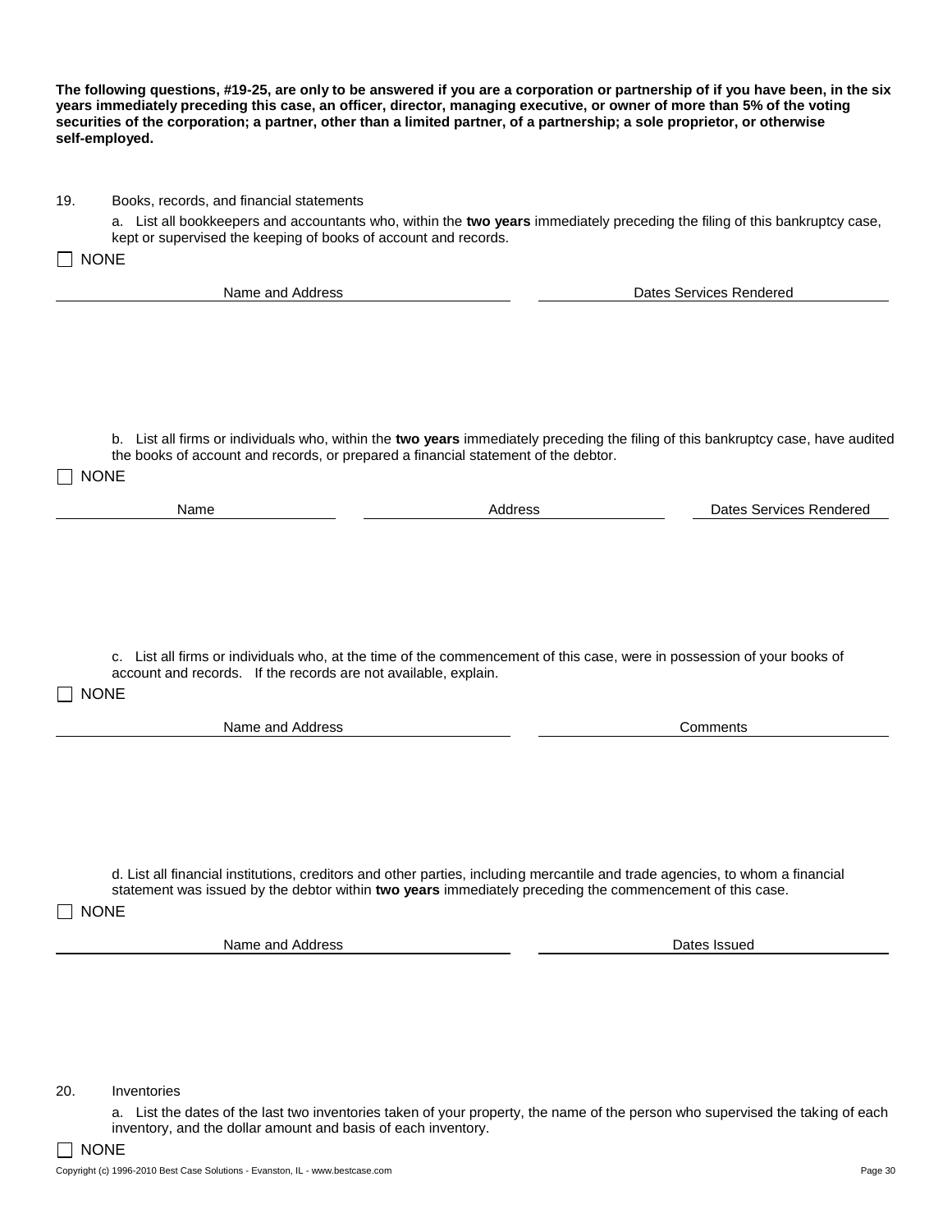**The following questions, #19-25, are only to be answered if you are a corporation or partnership of if you have been, in the six years immediately preceding this case, an officer, director, managing executive, or owner of more than 5% of the voting securities of the corporation; a partner, other than a limited partner, of a partnership; a sole proprietor, or otherwise self-employed.**

19. Books, records, and financial statements

a. List all bookkeepers and accountants who, within the **two years** immediately preceding the filing of this bankruptcy case, kept or supervised the keeping of books of account and records.

☐ NONE

| Name and Address | Dates Services Rendered |
| --- | --- |

b. List all firms or individuals who, within the **two years** immediately preceding the filing of this bankruptcy case, have audited the books of account and records, or prepared a financial statement of the debtor.

☐ NONE

| Name | Address | Dates Services Rendered |
| --- | --- | --- |

c. List all firms or individuals who, at the time of the commencement of this case, were in possession of your books of account and records. If the records are not available, explain.

☐ NONE

| Name and Address | Comments |
| --- | --- |

d. List all financial institutions, creditors and other parties, including mercantile and trade agencies, to whom a financial statement was issued by the debtor within **two years** immediately preceding the commencement of this case.

☐ NONE

| Name and Address | Dates Issued |
| --- | --- |

20. Inventories

a. List the dates of the last two inventories taken of your property, the name of the person who supervised the taking of each inventory, and the dollar amount and basis of each inventory.

☐ NONE

Copyright (c) 1996-2010 Best Case Solutions - Evanston, IL - www.bestcase.com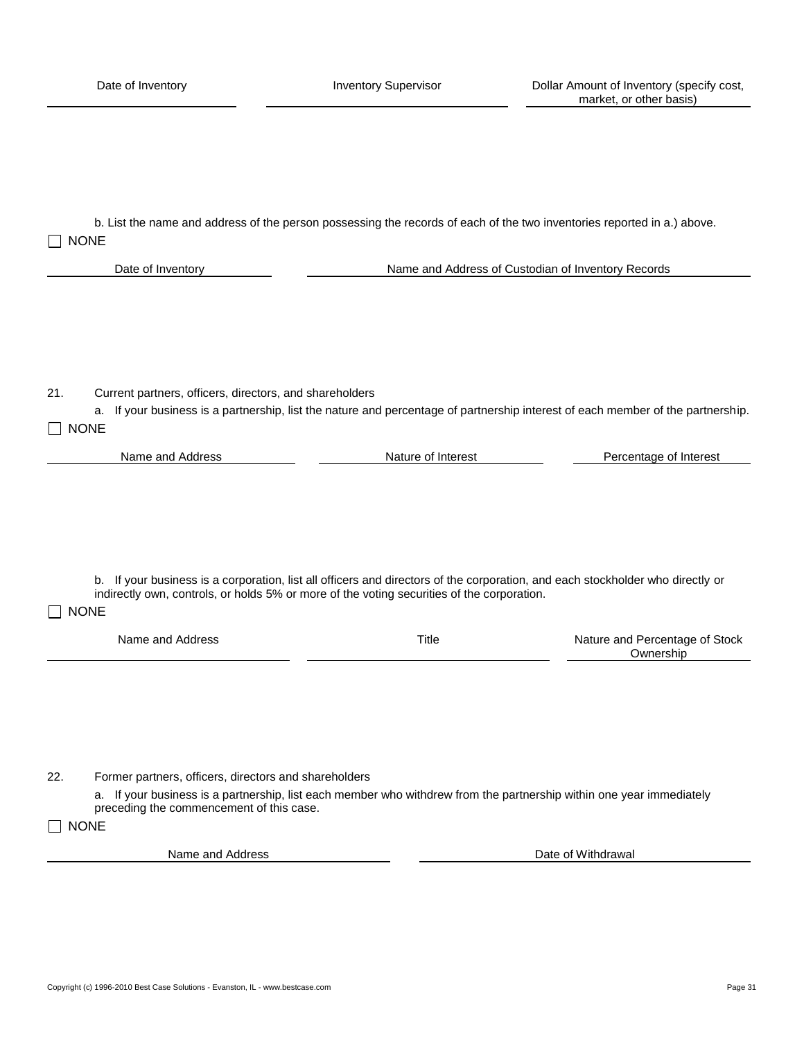| Date of Inventory | Inventory Supervisor | Dollar Amount of Inventory (specify cost, market, or other basis) |
| --- | --- | --- |

b. List the name and address of the person possessing the records of each of the two inventories reported in a.) above.

☐ NONE

| Date of Inventory | Name and Address of Custodian of Inventory Records |
| --- | --- |

21. Current partners, officers, directors, and shareholders

a. If your business is a partnership, list the nature and percentage of partnership interest of each member of the partnership.

☐ NONE

| Name and Address | Nature of Interest | Percentage of Interest |
| --- | --- | --- |

b. If your business is a corporation, list all officers and directors of the corporation, and each stockholder who directly or indirectly own, controls, or holds 5% or more of the voting securities of the corporation.

☐ NONE

| Name and Address | Title | Nature and Percentage of Stock Ownership |
| --- | --- | --- |

22. Former partners, officers, directors and shareholders

a. If your business is a partnership, list each member who withdrew from the partnership within one year immediately preceding the commencement of this case.

☐ NONE

| Name and Address | Date of Withdrawal |
| --- | --- |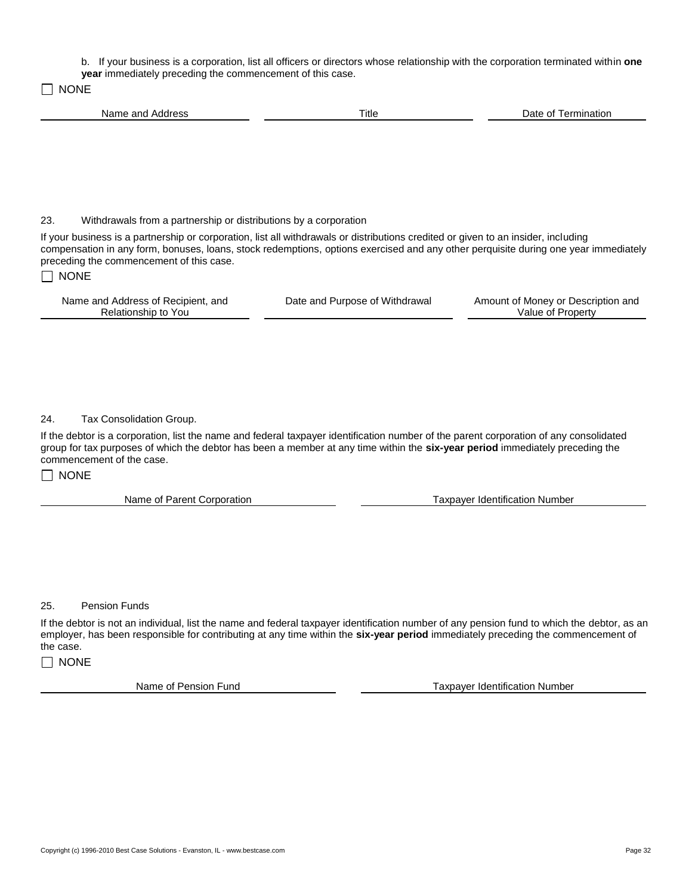b. If your business is a corporation, list all officers or directors whose relationship with the corporation terminated within **one year** immediately preceding the commencement of this case.

☐ NONE

| Name and Address | Title | Date of Termination |
| --- | --- | --- |

23. Withdrawals from a partnership or distributions by a corporation

If your business is a partnership or corporation, list all withdrawals or distributions credited or given to an insider, including compensation in any form, bonuses, loans, stock redemptions, options exercised and any other perquisite during one year immediately preceding the commencement of this case.

☐ NONE

| Name and Address of Recipient, and Relationship to You | Date and Purpose of Withdrawal | Amount of Money or Description and Value of Property |
| --- | --- | --- |

24. Tax Consolidation Group.

If the debtor is a corporation, list the name and federal taxpayer identification number of the parent corporation of any consolidated group for tax purposes of which the debtor has been a member at any time within the **six-year period** immediately preceding the commencement of the case.

☐ NONE

| Name of Parent Corporation | Taxpayer Identification Number |
| --- | --- |

25. Pension Funds

If the debtor is not an individual, list the name and federal taxpayer identification number of any pension fund to which the debtor, as an employer, has been responsible for contributing at any time within the **six-year period** immediately preceding the commencement of the case.

☐ NONE

| Name of Pension Fund | Taxpayer Identification Number |
| --- | --- |

Copyright (c) 1996-2010 Best Case Solutions - Evanston, IL - www.bestcase.com